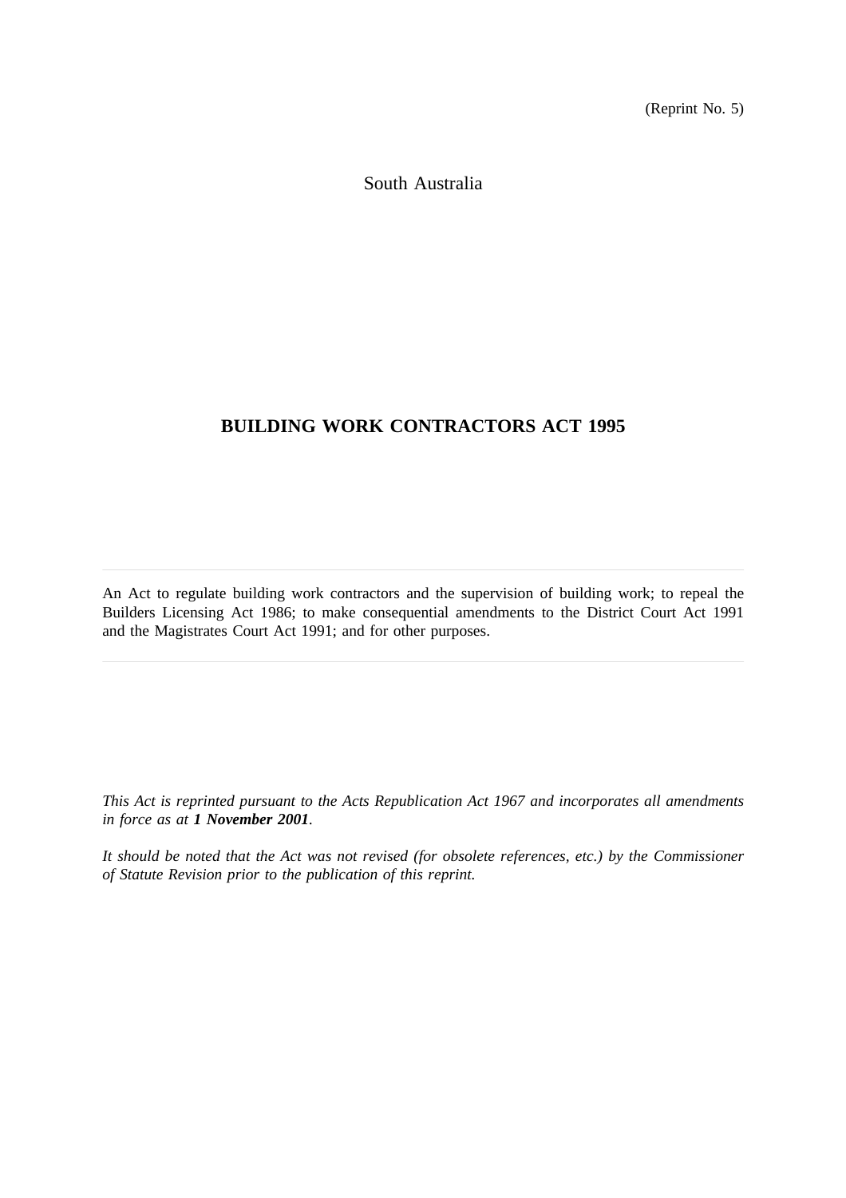(Reprint No. 5)

South Australia

# BUILDING WORK CONTRACTORS ACT 1995

---

An Act to regulate building work contractors and the supervision of building work; to repeal the Builders Licensing Act 1986; to make consequential amendments to the District Court Act 1991 and the Magistrates Court Act 1991; and for other purposes.

---

*This Act is reprinted pursuant to the Acts Republication Act 1967 and incorporates all amendments in force as at **1 November 2001**.*

*It should be noted that the Act was not revised (for obsolete references, etc.) by the Commissioner of Statute Revision prior to the publication of this reprint.*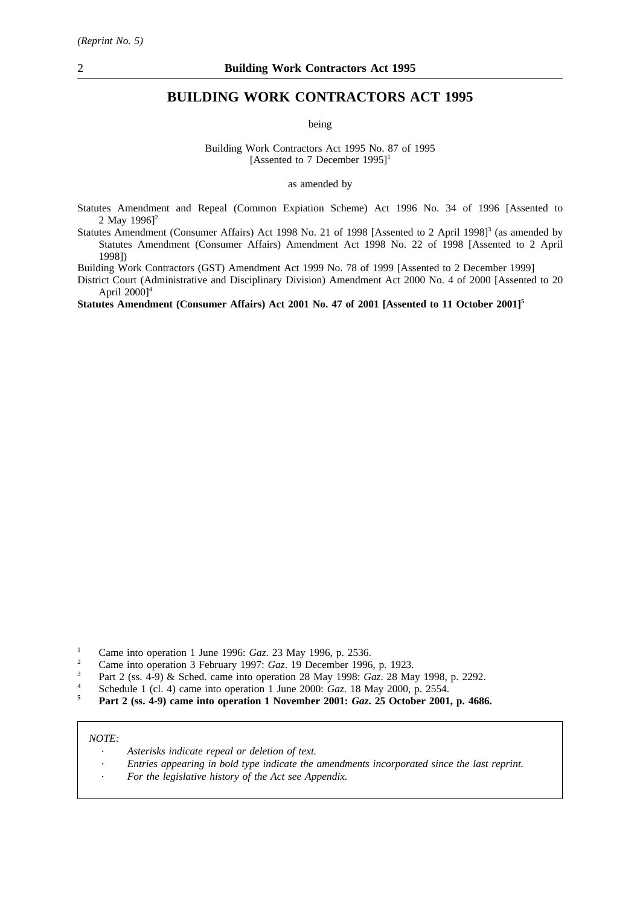# BUILDING WORK CONTRACTORS ACT 1995

being

Building Work Contractors Act 1995 No. 87 of 1995
[Assented to 7 December 1995][1]

as amended by

Statutes Amendment and Repeal (Common Expiation Scheme) Act 1996 No. 34 of 1996 [Assented to 2 May 1996][2]

Statutes Amendment (Consumer Affairs) Act 1998 No. 21 of 1998 [Assented to 2 April 1998][3] (as amended by Statutes Amendment (Consumer Affairs) Amendment Act 1998 No. 22 of 1998 [Assented to 2 April 1998])

Building Work Contractors (GST) Amendment Act 1999 No. 78 of 1999 [Assented to 2 December 1999]

District Court (Administrative and Disciplinary Division) Amendment Act 2000 No. 4 of 2000 [Assented to 20 April 2000][4]

**Statutes Amendment (Consumer Affairs) Act 2001 No. 47 of 2001 [Assented to 11 October 2001][5]**

[1] Came into operation 1 June 1996: *Gaz*. 23 May 1996, p. 2536.

[2] Came into operation 3 February 1997: *Gaz*. 19 December 1996, p. 1923.

[3] Part 2 (ss. 4-9) & Sched. came into operation 28 May 1998: *Gaz*. 28 May 1998, p. 2292.

[4] Schedule 1 (cl. 4) came into operation 1 June 2000: *Gaz*. 18 May 2000, p. 2554.

**[5] Part 2 (ss. 4-9) came into operation 1 November 2001: *Gaz*. 25 October 2001, p. 4686.**

*NOTE:*

- *Asterisks indicate repeal or deletion of text.*
- *Entries appearing in bold type indicate the amendments incorporated since the last reprint.*
- *For the legislative history of the Act see Appendix.*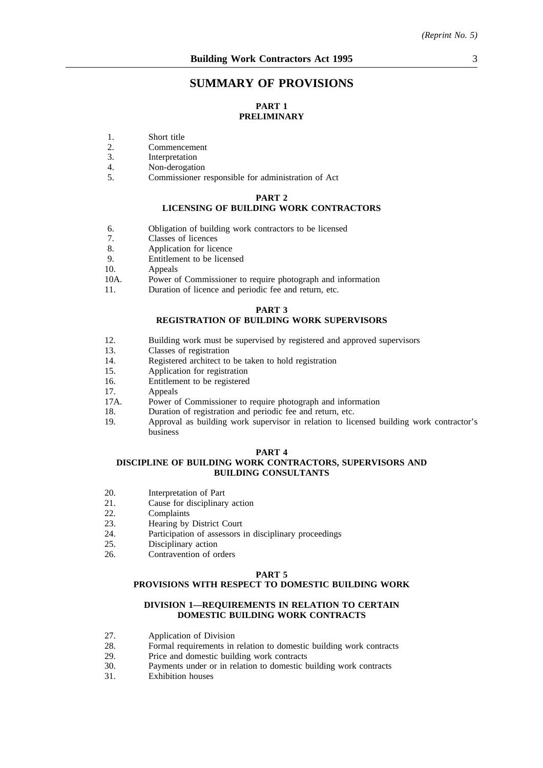# SUMMARY OF PROVISIONS

## PART 1
## PRELIMINARY

1. Short title
2. Commencement
3. Interpretation
4. Non-derogation
5. Commissioner responsible for administration of Act

## PART 2
## LICENSING OF BUILDING WORK CONTRACTORS

6. Obligation of building work contractors to be licensed
7. Classes of licences
8. Application for licence
9. Entitlement to be licensed
10. Appeals

10A. Power of Commissioner to require photograph and information

11. Duration of licence and periodic fee and return, etc.

## PART 3
## REGISTRATION OF BUILDING WORK SUPERVISORS

12. Building work must be supervised by registered and approved supervisors
13. Classes of registration
14. Registered architect to be taken to hold registration
15. Application for registration
16. Entitlement to be registered
17. Appeals

17A. Power of Commissioner to require photograph and information

18. Duration of registration and periodic fee and return, etc.
19. Approval as building work supervisor in relation to licensed building work contractor's business

## PART 4
## DISCIPLINE OF BUILDING WORK CONTRACTORS, SUPERVISORS AND BUILDING CONSULTANTS

20. Interpretation of Part
21. Cause for disciplinary action
22. Complaints
23. Hearing by District Court
24. Participation of assessors in disciplinary proceedings
25. Disciplinary action
26. Contravention of orders

## PART 5
## PROVISIONS WITH RESPECT TO DOMESTIC BUILDING WORK

### DIVISION 1—REQUIREMENTS IN RELATION TO CERTAIN DOMESTIC BUILDING WORK CONTRACTS

27. Application of Division
28. Formal requirements in relation to domestic building work contracts
29. Price and domestic building work contracts
30. Payments under or in relation to domestic building work contracts
31. Exhibition houses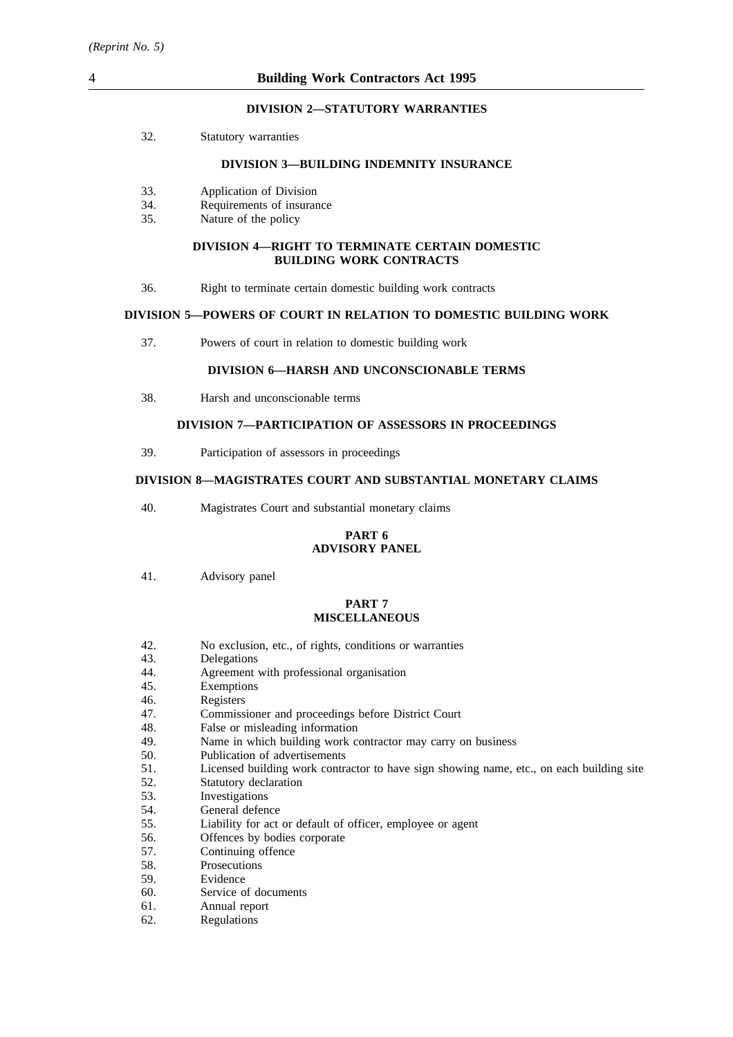#### DIVISION 2—STATUTORY WARRANTIES

32. Statutory warranties

#### DIVISION 3—BUILDING INDEMNITY INSURANCE

33. Application of Division
34. Requirements of insurance
35. Nature of the policy

#### DIVISION 4—RIGHT TO TERMINATE CERTAIN DOMESTIC BUILDING WORK CONTRACTS

36. Right to terminate certain domestic building work contracts

#### DIVISION 5—POWERS OF COURT IN RELATION TO DOMESTIC BUILDING WORK

37. Powers of court in relation to domestic building work

#### DIVISION 6—HARSH AND UNCONSCIONABLE TERMS

38. Harsh and unconscionable terms

#### DIVISION 7—PARTICIPATION OF ASSESSORS IN PROCEEDINGS

39. Participation of assessors in proceedings

#### DIVISION 8—MAGISTRATES COURT AND SUBSTANTIAL MONETARY CLAIMS

40. Magistrates Court and substantial monetary claims

### PART 6
### ADVISORY PANEL

41. Advisory panel

### PART 7
### MISCELLANEOUS

42. No exclusion, etc., of rights, conditions or warranties
43. Delegations
44. Agreement with professional organisation
45. Exemptions
46. Registers
47. Commissioner and proceedings before District Court
48. False or misleading information
49. Name in which building work contractor may carry on business
50. Publication of advertisements
51. Licensed building work contractor to have sign showing name, etc., on each building site
52. Statutory declaration
53. Investigations
54. General defence
55. Liability for act or default of officer, employee or agent
56. Offences by bodies corporate
57. Continuing offence
58. Prosecutions
59. Evidence
60. Service of documents
61. Annual report
62. Regulations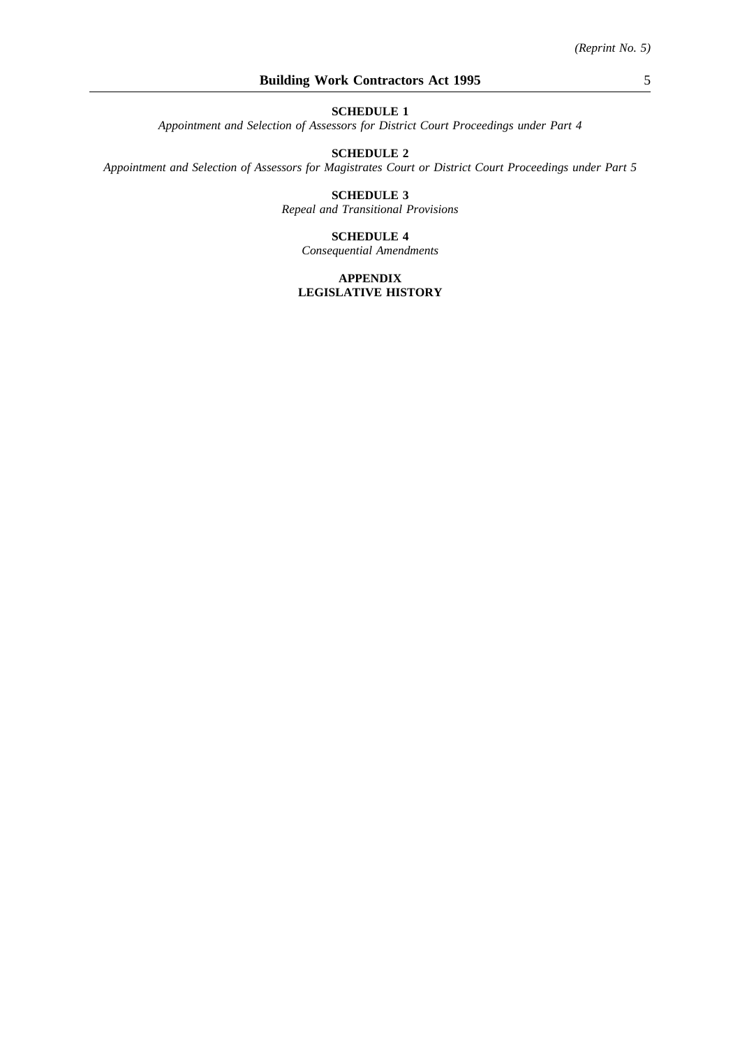**SCHEDULE 1**

*Appointment and Selection of Assessors for District Court Proceedings under Part 4*

**SCHEDULE 2**

*Appointment and Selection of Assessors for Magistrates Court or District Court Proceedings under Part 5*

**SCHEDULE 3**

*Repeal and Transitional Provisions*

**SCHEDULE 4**

*Consequential Amendments*

**APPENDIX**

**LEGISLATIVE HISTORY**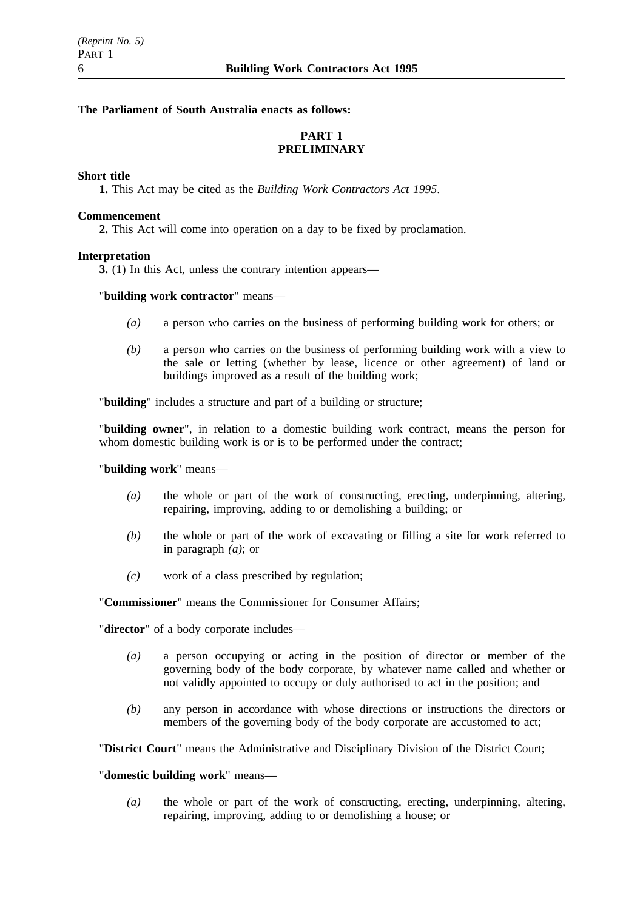**The Parliament of South Australia enacts as follows:**

## PART 1
## PRELIMINARY

**Short title**

**1.** This Act may be cited as the *Building Work Contractors Act 1995*.

**Commencement**

**2.** This Act will come into operation on a day to be fixed by proclamation.

**Interpretation**

**3.** (1) In this Act, unless the contrary intention appears—

"**building work contractor**" means—

*(a)* a person who carries on the business of performing building work for others; or

*(b)* a person who carries on the business of performing building work with a view to the sale or letting (whether by lease, licence or other agreement) of land or buildings improved as a result of the building work;

"**building**" includes a structure and part of a building or structure;

"**building owner**", in relation to a domestic building work contract, means the person for whom domestic building work is or is to be performed under the contract;

"**building work**" means—

*(a)* the whole or part of the work of constructing, erecting, underpinning, altering, repairing, improving, adding to or demolishing a building; or

*(b)* the whole or part of the work of excavating or filling a site for work referred to in paragraph *(a)*; or

*(c)* work of a class prescribed by regulation;

"**Commissioner**" means the Commissioner for Consumer Affairs;

"**director**" of a body corporate includes—

*(a)* a person occupying or acting in the position of director or member of the governing body of the body corporate, by whatever name called and whether or not validly appointed to occupy or duly authorised to act in the position; and

*(b)* any person in accordance with whose directions or instructions the directors or members of the governing body of the body corporate are accustomed to act;

"**District Court**" means the Administrative and Disciplinary Division of the District Court;

"**domestic building work**" means—

*(a)* the whole or part of the work of constructing, erecting, underpinning, altering, repairing, improving, adding to or demolishing a house; or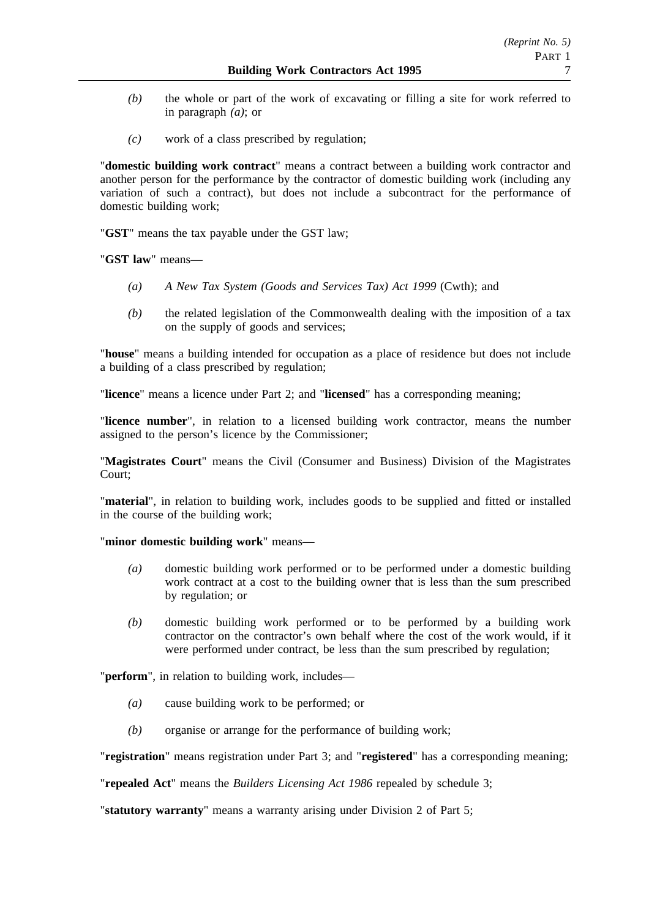*(b)* the whole or part of the work of excavating or filling a site for work referred to in paragraph *(a)*; or

*(c)* work of a class prescribed by regulation;

"**domestic building work contract**" means a contract between a building work contractor and another person for the performance by the contractor of domestic building work (including any variation of such a contract), but does not include a subcontract for the performance of domestic building work;

"**GST**" means the tax payable under the GST law;

"**GST law**" means—

*(a)* *A New Tax System (Goods and Services Tax) Act 1999* (Cwth); and

*(b)* the related legislation of the Commonwealth dealing with the imposition of a tax on the supply of goods and services;

"**house**" means a building intended for occupation as a place of residence but does not include a building of a class prescribed by regulation;

"**licence**" means a licence under Part 2; and "**licensed**" has a corresponding meaning;

"**licence number**", in relation to a licensed building work contractor, means the number assigned to the person's licence by the Commissioner;

"**Magistrates Court**" means the Civil (Consumer and Business) Division of the Magistrates Court;

"**material**", in relation to building work, includes goods to be supplied and fitted or installed in the course of the building work;

"**minor domestic building work**" means—

*(a)* domestic building work performed or to be performed under a domestic building work contract at a cost to the building owner that is less than the sum prescribed by regulation; or

*(b)* domestic building work performed or to be performed by a building work contractor on the contractor's own behalf where the cost of the work would, if it were performed under contract, be less than the sum prescribed by regulation;

"**perform**", in relation to building work, includes—

*(a)* cause building work to be performed; or

*(b)* organise or arrange for the performance of building work;

"**registration**" means registration under Part 3; and "**registered**" has a corresponding meaning;

"**repealed Act**" means the *Builders Licensing Act 1986* repealed by schedule 3;

"**statutory warranty**" means a warranty arising under Division 2 of Part 5;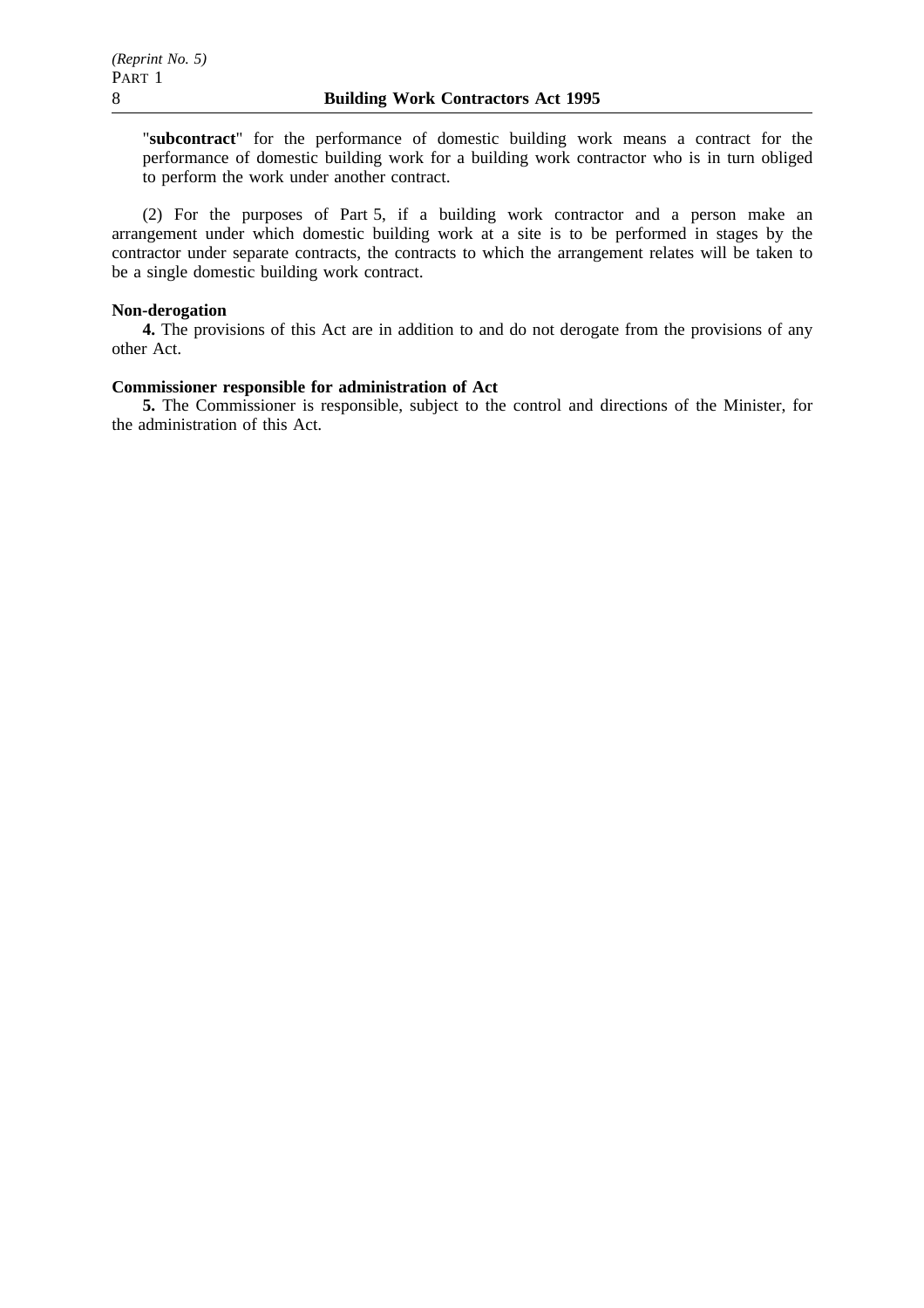"**subcontract**" for the performance of domestic building work means a contract for the performance of domestic building work for a building work contractor who is in turn obliged to perform the work under another contract.

(2) For the purposes of Part 5, if a building work contractor and a person make an arrangement under which domestic building work at a site is to be performed in stages by the contractor under separate contracts, the contracts to which the arrangement relates will be taken to be a single domestic building work contract.

**Non-derogation**

**4.** The provisions of this Act are in addition to and do not derogate from the provisions of any other Act.

**Commissioner responsible for administration of Act**

**5.** The Commissioner is responsible, subject to the control and directions of the Minister, for the administration of this Act.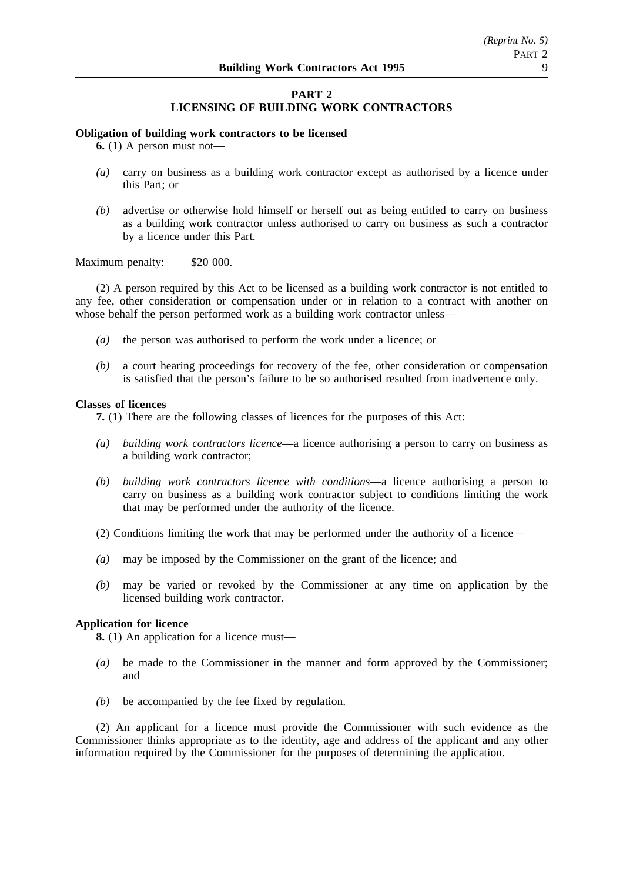## PART 2
## LICENSING OF BUILDING WORK CONTRACTORS

**Obligation of building work contractors to be licensed**

**6.** (1) A person must not—

*(a)* carry on business as a building work contractor except as authorised by a licence under this Part; or

*(b)* advertise or otherwise hold himself or herself out as being entitled to carry on business as a building work contractor unless authorised to carry on business as such a contractor by a licence under this Part.

Maximum penalty: $20 000.

(2) A person required by this Act to be licensed as a building work contractor is not entitled to any fee, other consideration or compensation under or in relation to a contract with another on whose behalf the person performed work as a building work contractor unless—

*(a)* the person was authorised to perform the work under a licence; or

*(b)* a court hearing proceedings for recovery of the fee, other consideration or compensation is satisfied that the person's failure to be so authorised resulted from inadvertence only.

**Classes of licences**

**7.** (1) There are the following classes of licences for the purposes of this Act:

*(a)* *building work contractors licence*—a licence authorising a person to carry on business as a building work contractor;

*(b)* *building work contractors licence with conditions*—a licence authorising a person to carry on business as a building work contractor subject to conditions limiting the work that may be performed under the authority of the licence.

(2) Conditions limiting the work that may be performed under the authority of a licence—

*(a)* may be imposed by the Commissioner on the grant of the licence; and

*(b)* may be varied or revoked by the Commissioner at any time on application by the licensed building work contractor.

**Application for licence**

**8.** (1) An application for a licence must—

*(a)* be made to the Commissioner in the manner and form approved by the Commissioner; and

*(b)* be accompanied by the fee fixed by regulation.

(2) An applicant for a licence must provide the Commissioner with such evidence as the Commissioner thinks appropriate as to the identity, age and address of the applicant and any other information required by the Commissioner for the purposes of determining the application.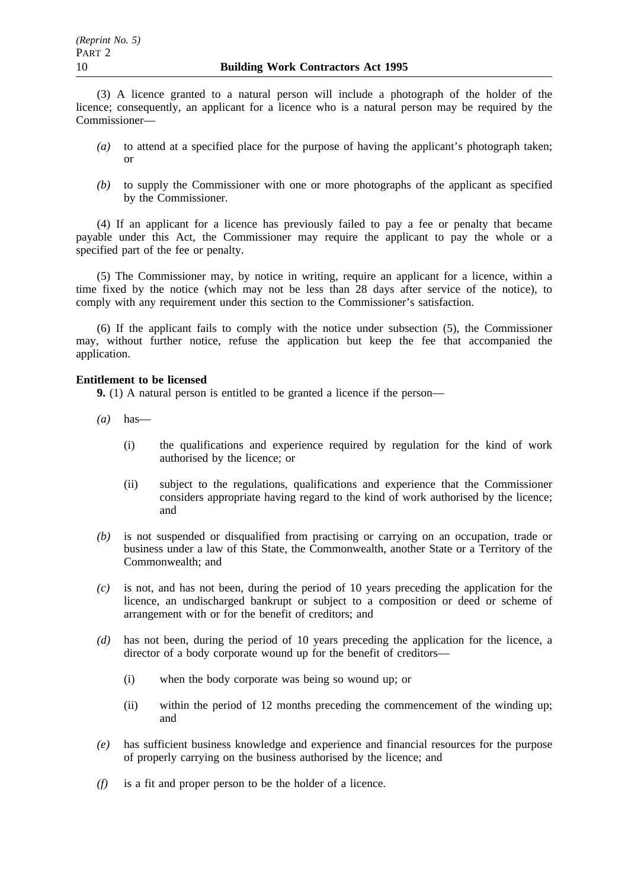(3) A licence granted to a natural person will include a photograph of the holder of the licence; consequently, an applicant for a licence who is a natural person may be required by the Commissioner—

*(a)* to attend at a specified place for the purpose of having the applicant's photograph taken; or

*(b)* to supply the Commissioner with one or more photographs of the applicant as specified by the Commissioner.

(4) If an applicant for a licence has previously failed to pay a fee or penalty that became payable under this Act, the Commissioner may require the applicant to pay the whole or a specified part of the fee or penalty.

(5) The Commissioner may, by notice in writing, require an applicant for a licence, within a time fixed by the notice (which may not be less than 28 days after service of the notice), to comply with any requirement under this section to the Commissioner's satisfaction.

(6) If the applicant fails to comply with the notice under subsection (5), the Commissioner may, without further notice, refuse the application but keep the fee that accompanied the application.

**Entitlement to be licensed**

**9.** (1) A natural person is entitled to be granted a licence if the person—

*(a)* has—

(i) the qualifications and experience required by regulation for the kind of work authorised by the licence; or

(ii) subject to the regulations, qualifications and experience that the Commissioner considers appropriate having regard to the kind of work authorised by the licence; and

*(b)* is not suspended or disqualified from practising or carrying on an occupation, trade or business under a law of this State, the Commonwealth, another State or a Territory of the Commonwealth; and

*(c)* is not, and has not been, during the period of 10 years preceding the application for the licence, an undischarged bankrupt or subject to a composition or deed or scheme of arrangement with or for the benefit of creditors; and

*(d)* has not been, during the period of 10 years preceding the application for the licence, a director of a body corporate wound up for the benefit of creditors—

(i) when the body corporate was being so wound up; or

(ii) within the period of 12 months preceding the commencement of the winding up; and

*(e)* has sufficient business knowledge and experience and financial resources for the purpose of properly carrying on the business authorised by the licence; and

*(f)* is a fit and proper person to be the holder of a licence.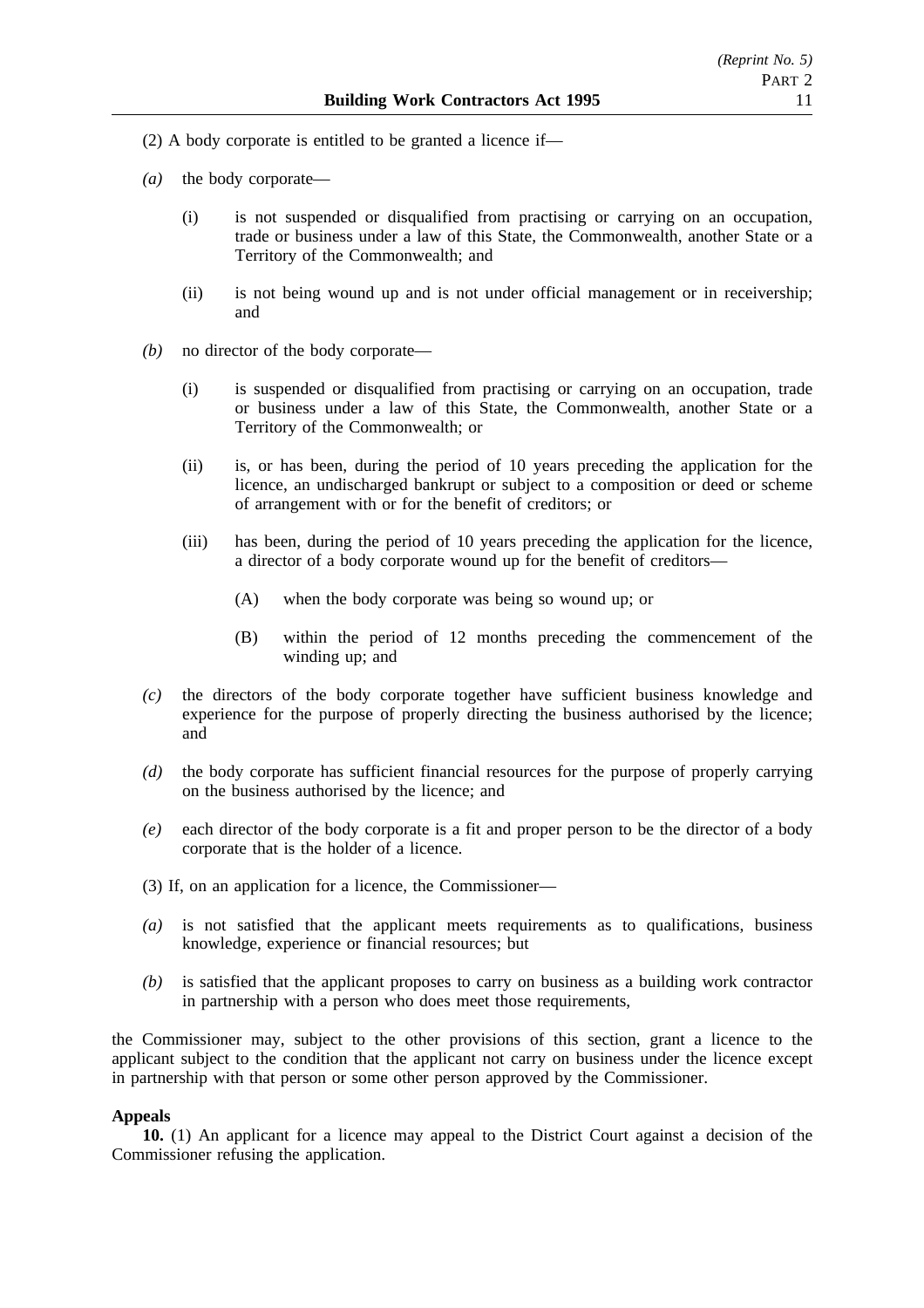(2) A body corporate is entitled to be granted a licence if—

*(a)* the body corporate—

(i) is not suspended or disqualified from practising or carrying on an occupation, trade or business under a law of this State, the Commonwealth, another State or a Territory of the Commonwealth; and

(ii) is not being wound up and is not under official management or in receivership; and

*(b)* no director of the body corporate—

(i) is suspended or disqualified from practising or carrying on an occupation, trade or business under a law of this State, the Commonwealth, another State or a Territory of the Commonwealth; or

(ii) is, or has been, during the period of 10 years preceding the application for the licence, an undischarged bankrupt or subject to a composition or deed or scheme of arrangement with or for the benefit of creditors; or

(iii) has been, during the period of 10 years preceding the application for the licence, a director of a body corporate wound up for the benefit of creditors—

(A) when the body corporate was being so wound up; or

(B) within the period of 12 months preceding the commencement of the winding up; and

*(c)* the directors of the body corporate together have sufficient business knowledge and experience for the purpose of properly directing the business authorised by the licence; and

*(d)* the body corporate has sufficient financial resources for the purpose of properly carrying on the business authorised by the licence; and

*(e)* each director of the body corporate is a fit and proper person to be the director of a body corporate that is the holder of a licence.

(3) If, on an application for a licence, the Commissioner—

*(a)* is not satisfied that the applicant meets requirements as to qualifications, business knowledge, experience or financial resources; but

*(b)* is satisfied that the applicant proposes to carry on business as a building work contractor in partnership with a person who does meet those requirements,

the Commissioner may, subject to the other provisions of this section, grant a licence to the applicant subject to the condition that the applicant not carry on business under the licence except in partnership with that person or some other person approved by the Commissioner.

**Appeals**

**10.** (1) An applicant for a licence may appeal to the District Court against a decision of the Commissioner refusing the application.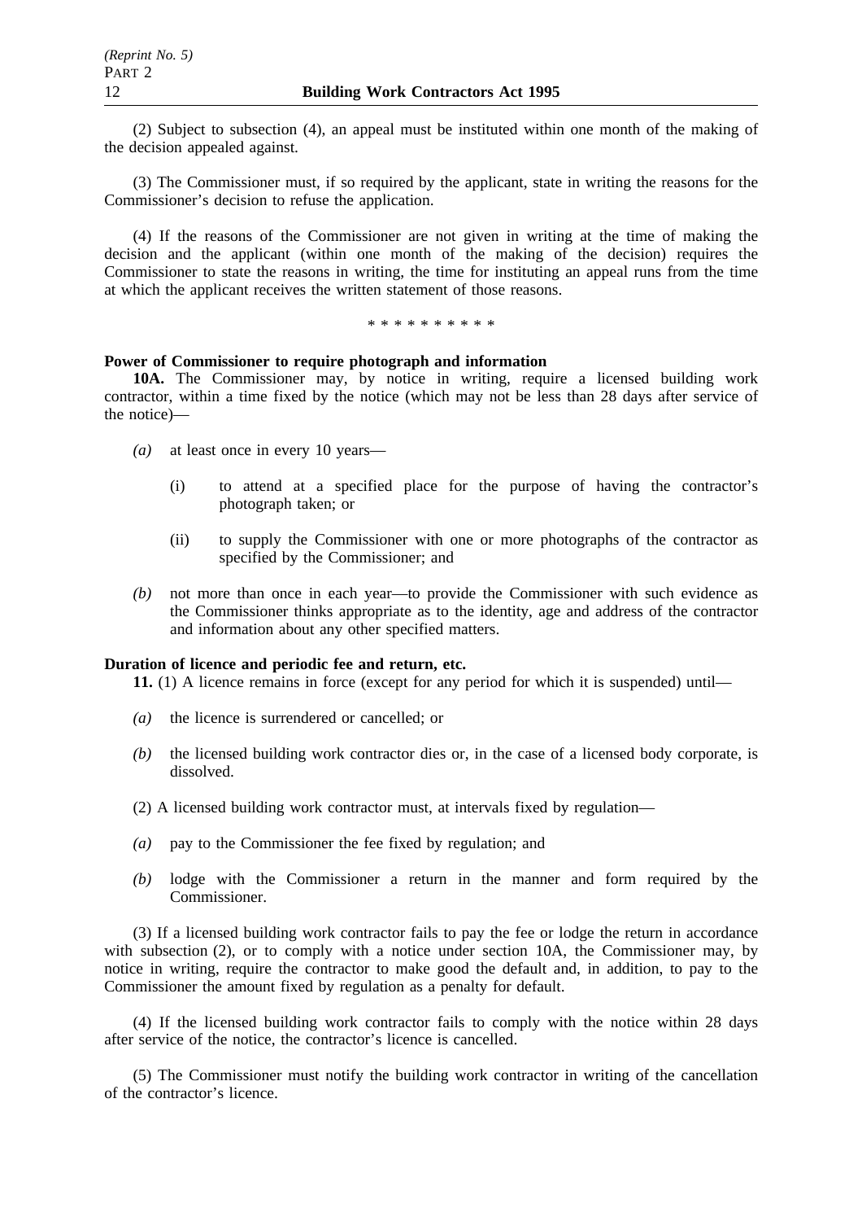(2) Subject to subsection (4), an appeal must be instituted within one month of the making of the decision appealed against.

(3) The Commissioner must, if so required by the applicant, state in writing the reasons for the Commissioner's decision to refuse the application.

(4) If the reasons of the Commissioner are not given in writing at the time of making the decision and the applicant (within one month of the making of the decision) requires the Commissioner to state the reasons in writing, the time for instituting an appeal runs from the time at which the applicant receives the written statement of those reasons.

\* \* \* \* \* \* \* \* \* \*

**Power of Commissioner to require photograph and information**

**10A.** The Commissioner may, by notice in writing, require a licensed building work contractor, within a time fixed by the notice (which may not be less than 28 days after service of the notice)—

*(a)* at least once in every 10 years—

(i) to attend at a specified place for the purpose of having the contractor's photograph taken; or

(ii) to supply the Commissioner with one or more photographs of the contractor as specified by the Commissioner; and

*(b)* not more than once in each year—to provide the Commissioner with such evidence as the Commissioner thinks appropriate as to the identity, age and address of the contractor and information about any other specified matters.

**Duration of licence and periodic fee and return, etc.**

**11.** (1) A licence remains in force (except for any period for which it is suspended) until—

*(a)* the licence is surrendered or cancelled; or

*(b)* the licensed building work contractor dies or, in the case of a licensed body corporate, is dissolved.

(2) A licensed building work contractor must, at intervals fixed by regulation—

*(a)* pay to the Commissioner the fee fixed by regulation; and

*(b)* lodge with the Commissioner a return in the manner and form required by the Commissioner.

(3) If a licensed building work contractor fails to pay the fee or lodge the return in accordance with subsection (2), or to comply with a notice under section 10A, the Commissioner may, by notice in writing, require the contractor to make good the default and, in addition, to pay to the Commissioner the amount fixed by regulation as a penalty for default.

(4) If the licensed building work contractor fails to comply with the notice within 28 days after service of the notice, the contractor's licence is cancelled.

(5) The Commissioner must notify the building work contractor in writing of the cancellation of the contractor's licence.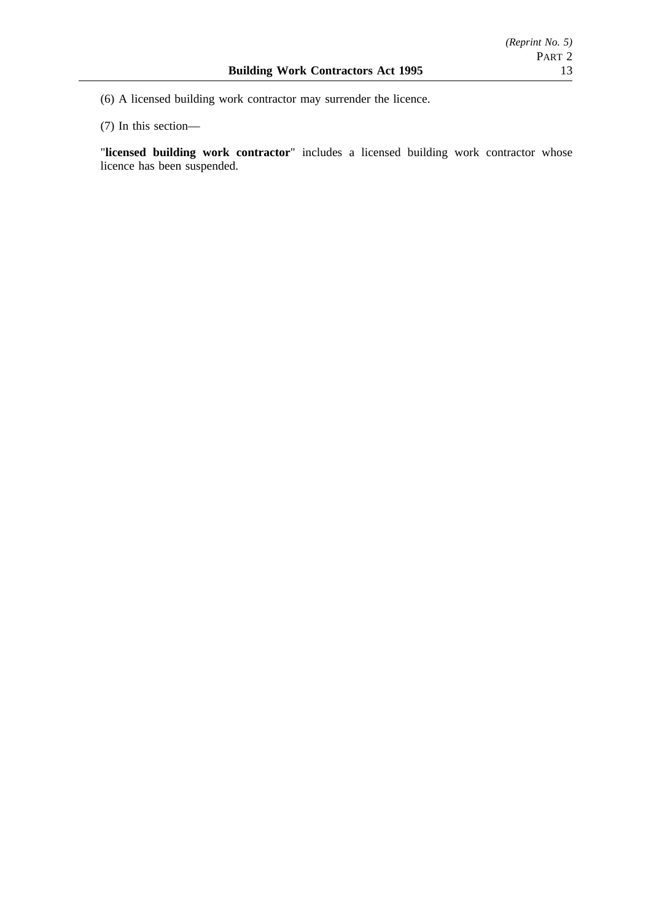(6) A licensed building work contractor may surrender the licence.

(7) In this section—

"**licensed building work contractor**" includes a licensed building work contractor whose licence has been suspended.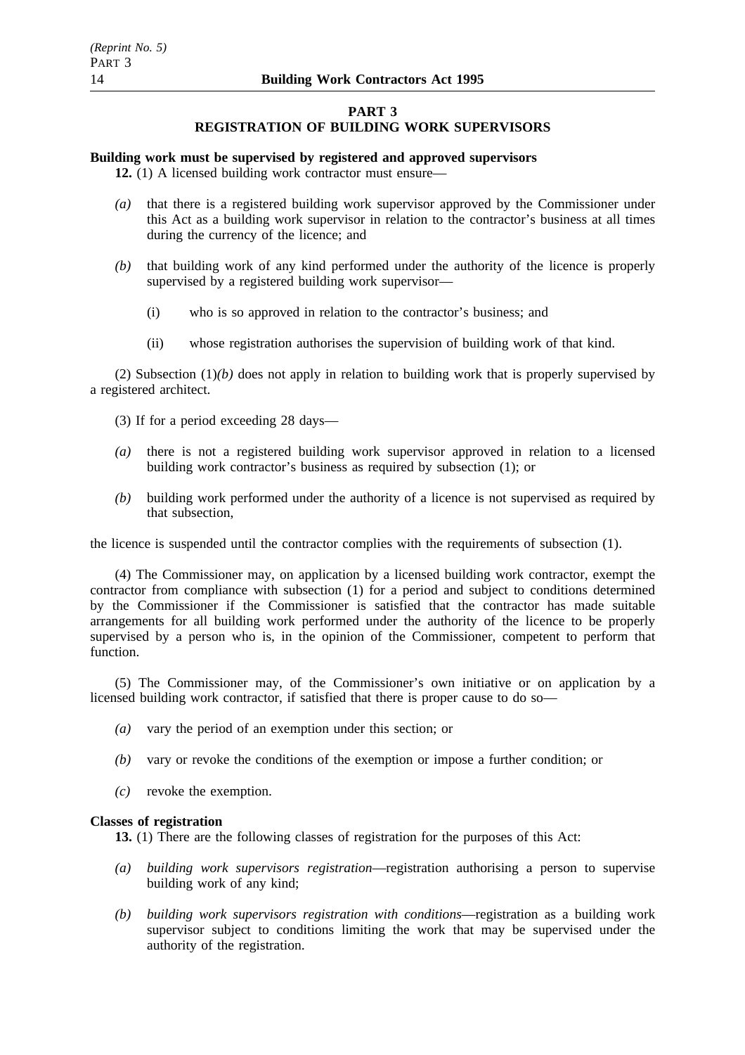## PART 3
## REGISTRATION OF BUILDING WORK SUPERVISORS

**Building work must be supervised by registered and approved supervisors**

**12.** (1) A licensed building work contractor must ensure—

*(a)* that there is a registered building work supervisor approved by the Commissioner under this Act as a building work supervisor in relation to the contractor's business at all times during the currency of the licence; and

*(b)* that building work of any kind performed under the authority of the licence is properly supervised by a registered building work supervisor—

(i) who is so approved in relation to the contractor's business; and

(ii) whose registration authorises the supervision of building work of that kind.

(2) Subsection (1)*(b)* does not apply in relation to building work that is properly supervised by a registered architect.

(3) If for a period exceeding 28 days—

*(a)* there is not a registered building work supervisor approved in relation to a licensed building work contractor's business as required by subsection (1); or

*(b)* building work performed under the authority of a licence is not supervised as required by that subsection,

the licence is suspended until the contractor complies with the requirements of subsection (1).

(4) The Commissioner may, on application by a licensed building work contractor, exempt the contractor from compliance with subsection (1) for a period and subject to conditions determined by the Commissioner if the Commissioner is satisfied that the contractor has made suitable arrangements for all building work performed under the authority of the licence to be properly supervised by a person who is, in the opinion of the Commissioner, competent to perform that function.

(5) The Commissioner may, of the Commissioner's own initiative or on application by a licensed building work contractor, if satisfied that there is proper cause to do so—

*(a)* vary the period of an exemption under this section; or

*(b)* vary or revoke the conditions of the exemption or impose a further condition; or

*(c)* revoke the exemption.

**Classes of registration**

**13.** (1) There are the following classes of registration for the purposes of this Act:

*(a)* *building work supervisors registration*—registration authorising a person to supervise building work of any kind;

*(b)* *building work supervisors registration with conditions*—registration as a building work supervisor subject to conditions limiting the work that may be supervised under the authority of the registration.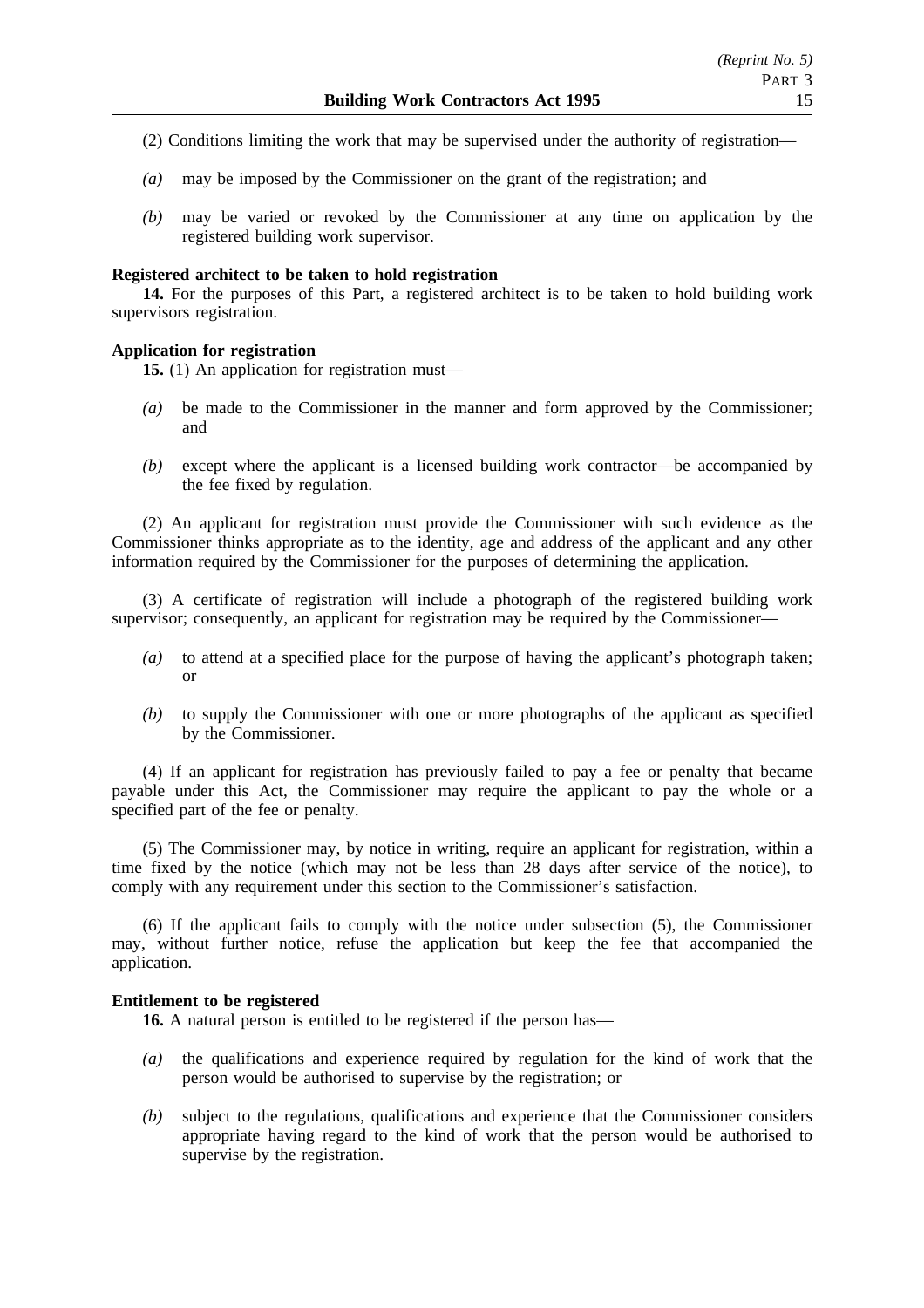(2) Conditions limiting the work that may be supervised under the authority of registration—

*(a)* may be imposed by the Commissioner on the grant of the registration; and

*(b)* may be varied or revoked by the Commissioner at any time on application by the registered building work supervisor.

**Registered architect to be taken to hold registration**

**14.** For the purposes of this Part, a registered architect is to be taken to hold building work supervisors registration.

**Application for registration**

**15.** (1) An application for registration must—

*(a)* be made to the Commissioner in the manner and form approved by the Commissioner; and

*(b)* except where the applicant is a licensed building work contractor—be accompanied by the fee fixed by regulation.

(2) An applicant for registration must provide the Commissioner with such evidence as the Commissioner thinks appropriate as to the identity, age and address of the applicant and any other information required by the Commissioner for the purposes of determining the application.

(3) A certificate of registration will include a photograph of the registered building work supervisor; consequently, an applicant for registration may be required by the Commissioner—

*(a)* to attend at a specified place for the purpose of having the applicant's photograph taken; or

*(b)* to supply the Commissioner with one or more photographs of the applicant as specified by the Commissioner.

(4) If an applicant for registration has previously failed to pay a fee or penalty that became payable under this Act, the Commissioner may require the applicant to pay the whole or a specified part of the fee or penalty.

(5) The Commissioner may, by notice in writing, require an applicant for registration, within a time fixed by the notice (which may not be less than 28 days after service of the notice), to comply with any requirement under this section to the Commissioner's satisfaction.

(6) If the applicant fails to comply with the notice under subsection (5), the Commissioner may, without further notice, refuse the application but keep the fee that accompanied the application.

**Entitlement to be registered**

**16.** A natural person is entitled to be registered if the person has—

*(a)* the qualifications and experience required by regulation for the kind of work that the person would be authorised to supervise by the registration; or

*(b)* subject to the regulations, qualifications and experience that the Commissioner considers appropriate having regard to the kind of work that the person would be authorised to supervise by the registration.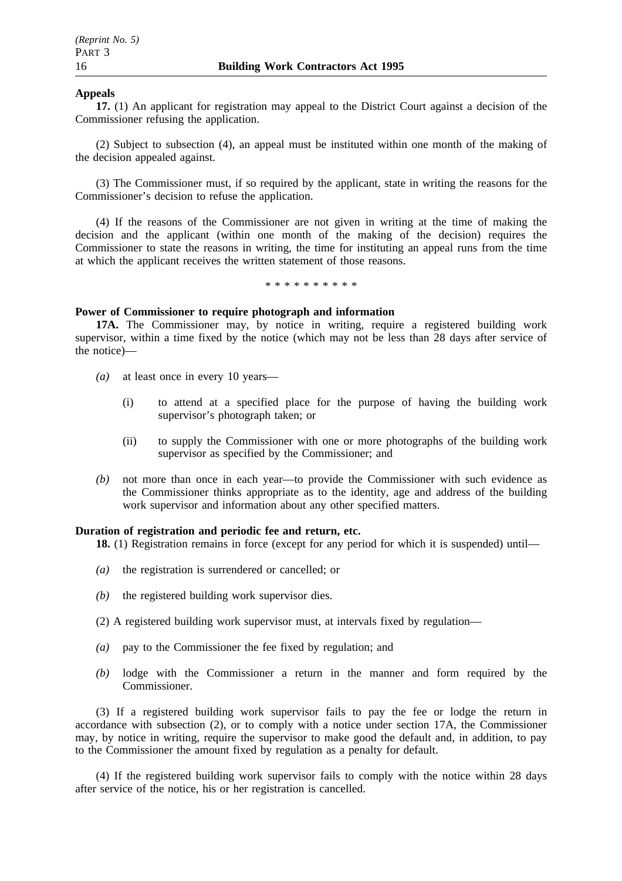**Appeals**

**17.** (1) An applicant for registration may appeal to the District Court against a decision of the Commissioner refusing the application.

(2) Subject to subsection (4), an appeal must be instituted within one month of the making of the decision appealed against.

(3) The Commissioner must, if so required by the applicant, state in writing the reasons for the Commissioner's decision to refuse the application.

(4) If the reasons of the Commissioner are not given in writing at the time of making the decision and the applicant (within one month of the making of the decision) requires the Commissioner to state the reasons in writing, the time for instituting an appeal runs from the time at which the applicant receives the written statement of those reasons.

\* \* \* \* \* \* \* \* \* \*

**Power of Commissioner to require photograph and information**

**17A.** The Commissioner may, by notice in writing, require a registered building work supervisor, within a time fixed by the notice (which may not be less than 28 days after service of the notice)—

*(a)* at least once in every 10 years—

  (i) to attend at a specified place for the purpose of having the building work supervisor's photograph taken; or

  (ii) to supply the Commissioner with one or more photographs of the building work supervisor as specified by the Commissioner; and

*(b)* not more than once in each year—to provide the Commissioner with such evidence as the Commissioner thinks appropriate as to the identity, age and address of the building work supervisor and information about any other specified matters.

**Duration of registration and periodic fee and return, etc.**

**18.** (1) Registration remains in force (except for any period for which it is suspended) until—

*(a)* the registration is surrendered or cancelled; or

*(b)* the registered building work supervisor dies.

(2) A registered building work supervisor must, at intervals fixed by regulation—

*(a)* pay to the Commissioner the fee fixed by regulation; and

*(b)* lodge with the Commissioner a return in the manner and form required by the Commissioner.

(3) If a registered building work supervisor fails to pay the fee or lodge the return in accordance with subsection (2), or to comply with a notice under section 17A, the Commissioner may, by notice in writing, require the supervisor to make good the default and, in addition, to pay to the Commissioner the amount fixed by regulation as a penalty for default.

(4) If the registered building work supervisor fails to comply with the notice within 28 days after service of the notice, his or her registration is cancelled.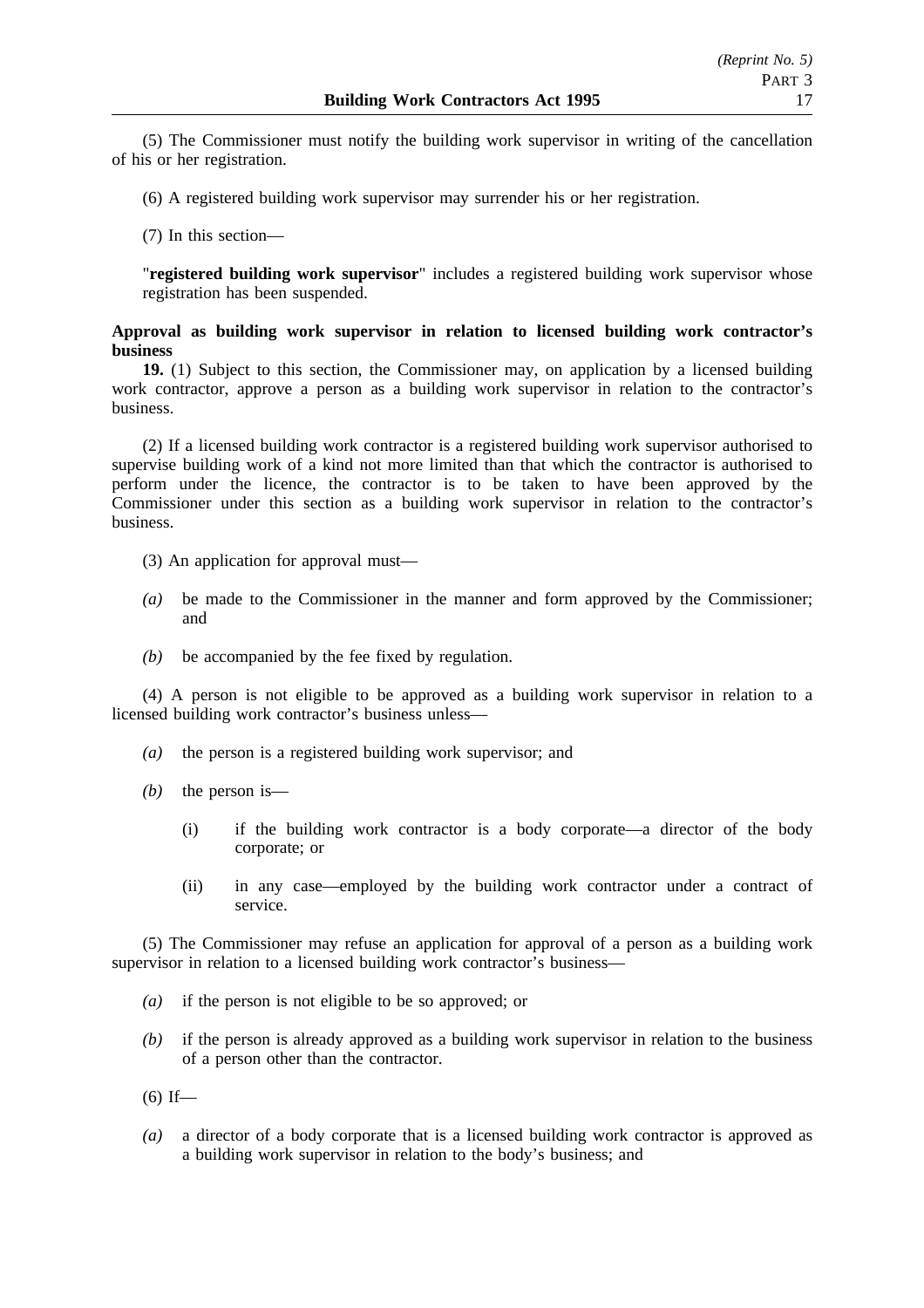(5) The Commissioner must notify the building work supervisor in writing of the cancellation of his or her registration.

(6) A registered building work supervisor may surrender his or her registration.

(7) In this section—

"**registered building work supervisor**" includes a registered building work supervisor whose registration has been suspended.

**Approval as building work supervisor in relation to licensed building work contractor's business**

**19.** (1) Subject to this section, the Commissioner may, on application by a licensed building work contractor, approve a person as a building work supervisor in relation to the contractor's business.

(2) If a licensed building work contractor is a registered building work supervisor authorised to supervise building work of a kind not more limited than that which the contractor is authorised to perform under the licence, the contractor is to be taken to have been approved by the Commissioner under this section as a building work supervisor in relation to the contractor's business.

(3) An application for approval must—

*(a)* be made to the Commissioner in the manner and form approved by the Commissioner; and

*(b)* be accompanied by the fee fixed by regulation.

(4) A person is not eligible to be approved as a building work supervisor in relation to a licensed building work contractor's business unless—

*(a)* the person is a registered building work supervisor; and

*(b)* the person is—

(i) if the building work contractor is a body corporate—a director of the body corporate; or

(ii) in any case—employed by the building work contractor under a contract of service.

(5) The Commissioner may refuse an application for approval of a person as a building work supervisor in relation to a licensed building work contractor's business—

*(a)* if the person is not eligible to be so approved; or

*(b)* if the person is already approved as a building work supervisor in relation to the business of a person other than the contractor.

(6) If—

*(a)* a director of a body corporate that is a licensed building work contractor is approved as a building work supervisor in relation to the body's business; and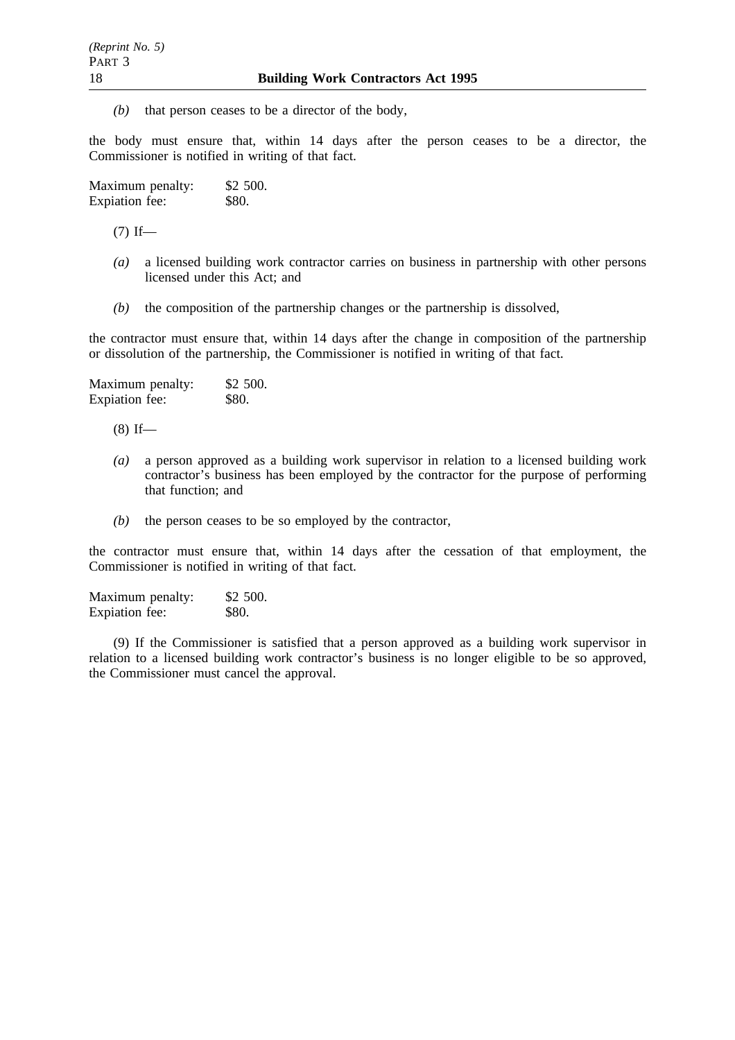*(b)* that person ceases to be a director of the body,

the body must ensure that, within 14 days after the person ceases to be a director, the Commissioner is notified in writing of that fact.

Maximum penalty: $2 500.
Expiation fee: $80.

(7) If—

*(a)* a licensed building work contractor carries on business in partnership with other persons licensed under this Act; and

*(b)* the composition of the partnership changes or the partnership is dissolved,

the contractor must ensure that, within 14 days after the change in composition of the partnership or dissolution of the partnership, the Commissioner is notified in writing of that fact.

Maximum penalty: $2 500.
Expiation fee: $80.

(8) If—

*(a)* a person approved as a building work supervisor in relation to a licensed building work contractor's business has been employed by the contractor for the purpose of performing that function; and

*(b)* the person ceases to be so employed by the contractor,

the contractor must ensure that, within 14 days after the cessation of that employment, the Commissioner is notified in writing of that fact.

Maximum penalty: $2 500.
Expiation fee: $80.

(9) If the Commissioner is satisfied that a person approved as a building work supervisor in relation to a licensed building work contractor's business is no longer eligible to be so approved, the Commissioner must cancel the approval.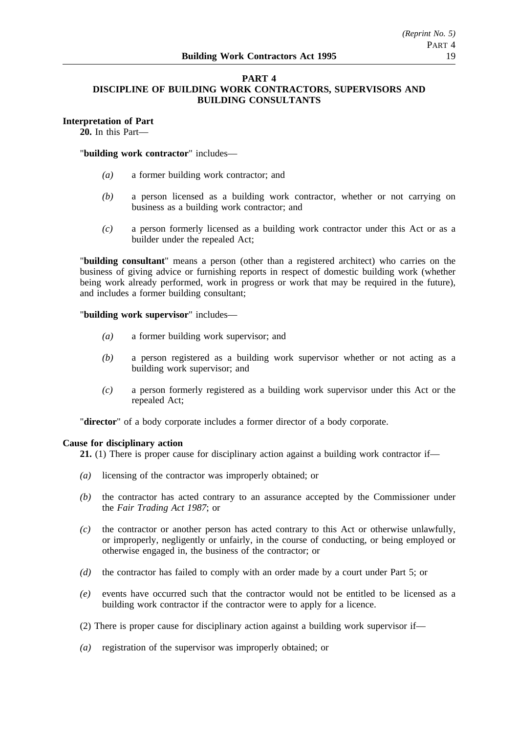# PART 4
## DISCIPLINE OF BUILDING WORK CONTRACTORS, SUPERVISORS AND BUILDING CONSULTANTS

**Interpretation of Part**

**20.** In this Part—

"**building work contractor**" includes—

*(a)* a former building work contractor; and

*(b)* a person licensed as a building work contractor, whether or not carrying on business as a building work contractor; and

*(c)* a person formerly licensed as a building work contractor under this Act or as a builder under the repealed Act;

"**building consultant**" means a person (other than a registered architect) who carries on the business of giving advice or furnishing reports in respect of domestic building work (whether being work already performed, work in progress or work that may be required in the future), and includes a former building consultant;

"**building work supervisor**" includes—

*(a)* a former building work supervisor; and

*(b)* a person registered as a building work supervisor whether or not acting as a building work supervisor; and

*(c)* a person formerly registered as a building work supervisor under this Act or the repealed Act;

"**director**" of a body corporate includes a former director of a body corporate.

**Cause for disciplinary action**

**21.** (1) There is proper cause for disciplinary action against a building work contractor if—

*(a)* licensing of the contractor was improperly obtained; or

*(b)* the contractor has acted contrary to an assurance accepted by the Commissioner under the *Fair Trading Act 1987*; or

*(c)* the contractor or another person has acted contrary to this Act or otherwise unlawfully, or improperly, negligently or unfairly, in the course of conducting, or being employed or otherwise engaged in, the business of the contractor; or

*(d)* the contractor has failed to comply with an order made by a court under Part 5; or

*(e)* events have occurred such that the contractor would not be entitled to be licensed as a building work contractor if the contractor were to apply for a licence.

(2) There is proper cause for disciplinary action against a building work supervisor if—

*(a)* registration of the supervisor was improperly obtained; or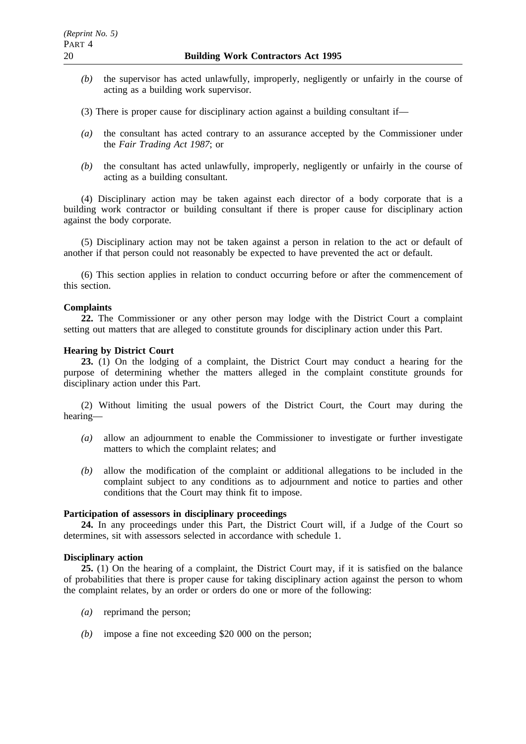*(b)* the supervisor has acted unlawfully, improperly, negligently or unfairly in the course of acting as a building work supervisor.

(3) There is proper cause for disciplinary action against a building consultant if—

*(a)* the consultant has acted contrary to an assurance accepted by the Commissioner under the *Fair Trading Act 1987*; or

*(b)* the consultant has acted unlawfully, improperly, negligently or unfairly in the course of acting as a building consultant.

(4) Disciplinary action may be taken against each director of a body corporate that is a building work contractor or building consultant if there is proper cause for disciplinary action against the body corporate.

(5) Disciplinary action may not be taken against a person in relation to the act or default of another if that person could not reasonably be expected to have prevented the act or default.

(6) This section applies in relation to conduct occurring before or after the commencement of this section.

**Complaints**

**22.** The Commissioner or any other person may lodge with the District Court a complaint setting out matters that are alleged to constitute grounds for disciplinary action under this Part.

**Hearing by District Court**

**23.** (1) On the lodging of a complaint, the District Court may conduct a hearing for the purpose of determining whether the matters alleged in the complaint constitute grounds for disciplinary action under this Part.

(2) Without limiting the usual powers of the District Court, the Court may during the hearing—

*(a)* allow an adjournment to enable the Commissioner to investigate or further investigate matters to which the complaint relates; and

*(b)* allow the modification of the complaint or additional allegations to be included in the complaint subject to any conditions as to adjournment and notice to parties and other conditions that the Court may think fit to impose.

**Participation of assessors in disciplinary proceedings**

**24.** In any proceedings under this Part, the District Court will, if a Judge of the Court so determines, sit with assessors selected in accordance with schedule 1.

**Disciplinary action**

**25.** (1) On the hearing of a complaint, the District Court may, if it is satisfied on the balance of probabilities that there is proper cause for taking disciplinary action against the person to whom the complaint relates, by an order or orders do one or more of the following:

*(a)* reprimand the person;

*(b)* impose a fine not exceeding $20 000 on the person;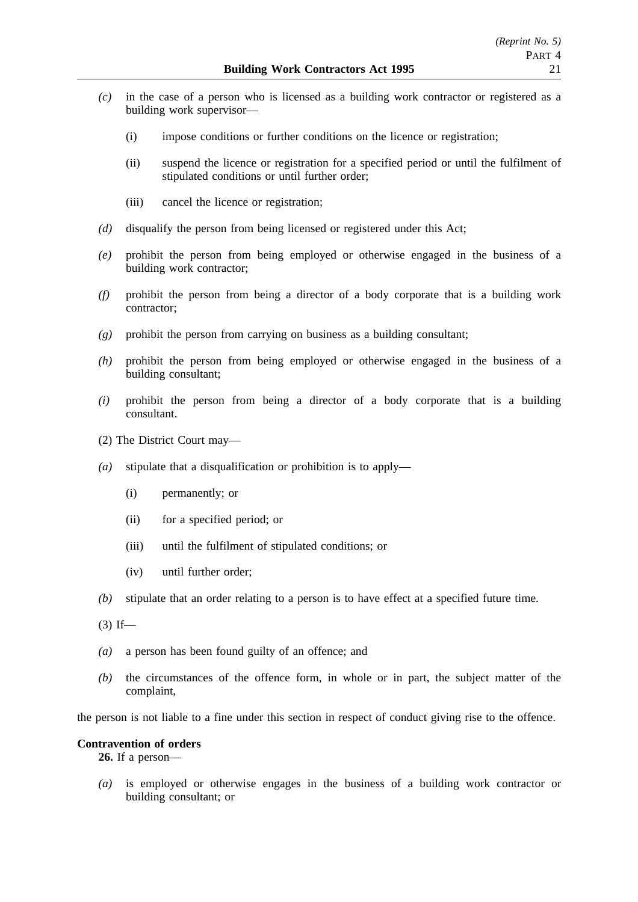*(c)* in the case of a person who is licensed as a building work contractor or registered as a building work supervisor—

(i) impose conditions or further conditions on the licence or registration;

(ii) suspend the licence or registration for a specified period or until the fulfilment of stipulated conditions or until further order;

(iii) cancel the licence or registration;

*(d)* disqualify the person from being licensed or registered under this Act;

*(e)* prohibit the person from being employed or otherwise engaged in the business of a building work contractor;

*(f)* prohibit the person from being a director of a body corporate that is a building work contractor;

*(g)* prohibit the person from carrying on business as a building consultant;

*(h)* prohibit the person from being employed or otherwise engaged in the business of a building consultant;

*(i)* prohibit the person from being a director of a body corporate that is a building consultant.

(2) The District Court may—

*(a)* stipulate that a disqualification or prohibition is to apply—

(i) permanently; or

(ii) for a specified period; or

(iii) until the fulfilment of stipulated conditions; or

(iv) until further order;

*(b)* stipulate that an order relating to a person is to have effect at a specified future time.

(3) If—

*(a)* a person has been found guilty of an offence; and

*(b)* the circumstances of the offence form, in whole or in part, the subject matter of the complaint,

the person is not liable to a fine under this section in respect of conduct giving rise to the offence.

**Contravention of orders**

**26.** If a person—

*(a)* is employed or otherwise engages in the business of a building work contractor or building consultant; or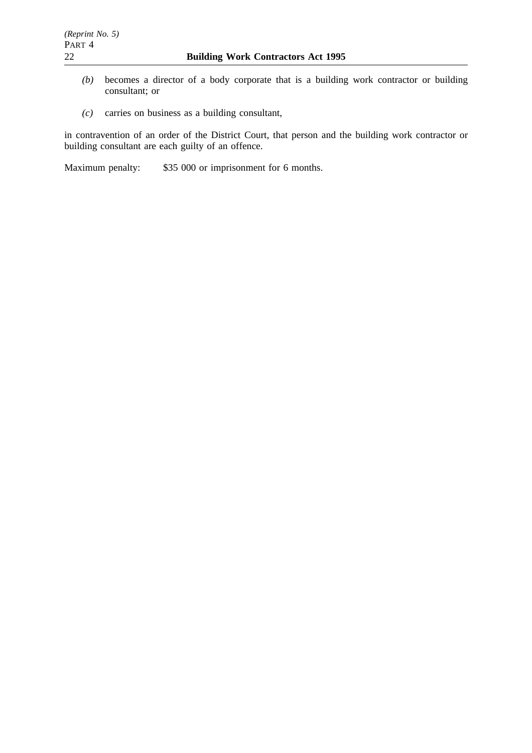*(b)* becomes a director of a body corporate that is a building work contractor or building consultant; or

*(c)* carries on business as a building consultant,

in contravention of an order of the District Court, that person and the building work contractor or building consultant are each guilty of an offence.

Maximum penalty: $35 000 or imprisonment for 6 months.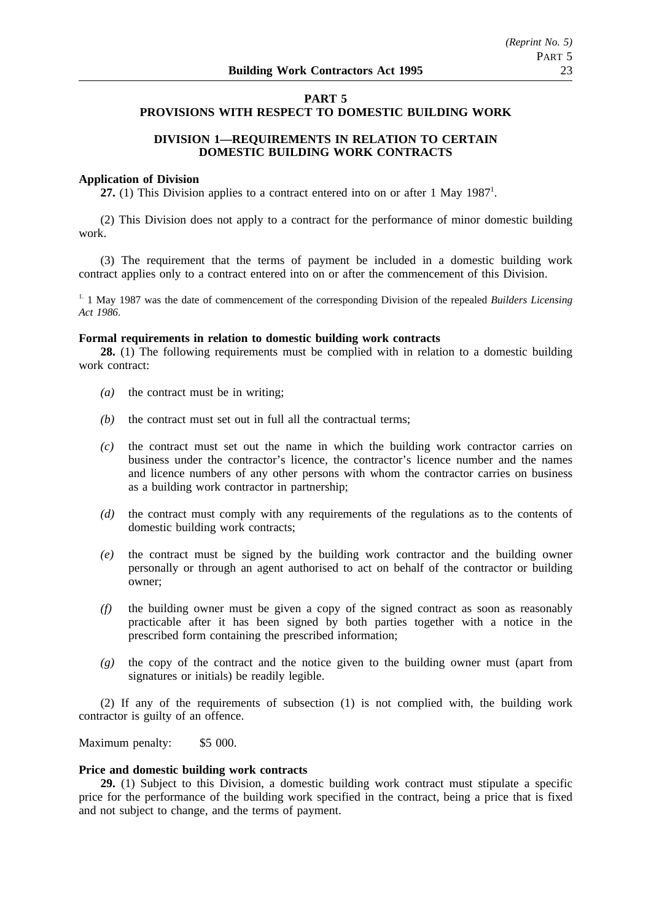## PART 5
## PROVISIONS WITH RESPECT TO DOMESTIC BUILDING WORK

### DIVISION 1—REQUIREMENTS IN RELATION TO CERTAIN DOMESTIC BUILDING WORK CONTRACTS

**Application of Division**

**27.** (1) This Division applies to a contract entered into on or after 1 May 1987[1].

(2) This Division does not apply to a contract for the performance of minor domestic building work.

(3) The requirement that the terms of payment be included in a domestic building work contract applies only to a contract entered into on or after the commencement of this Division.

[1.] 1 May 1987 was the date of commencement of the corresponding Division of the repealed *Builders Licensing Act 1986*.

**Formal requirements in relation to domestic building work contracts**

**28.** (1) The following requirements must be complied with in relation to a domestic building work contract:

*(a)* the contract must be in writing;

*(b)* the contract must set out in full all the contractual terms;

*(c)* the contract must set out the name in which the building work contractor carries on business under the contractor's licence, the contractor's licence number and the names and licence numbers of any other persons with whom the contractor carries on business as a building work contractor in partnership;

*(d)* the contract must comply with any requirements of the regulations as to the contents of domestic building work contracts;

*(e)* the contract must be signed by the building work contractor and the building owner personally or through an agent authorised to act on behalf of the contractor or building owner;

*(f)* the building owner must be given a copy of the signed contract as soon as reasonably practicable after it has been signed by both parties together with a notice in the prescribed form containing the prescribed information;

*(g)* the copy of the contract and the notice given to the building owner must (apart from signatures or initials) be readily legible.

(2) If any of the requirements of subsection (1) is not complied with, the building work contractor is guilty of an offence.

Maximum penalty: $5 000.

**Price and domestic building work contracts**

**29.** (1) Subject to this Division, a domestic building work contract must stipulate a specific price for the performance of the building work specified in the contract, being a price that is fixed and not subject to change, and the terms of payment.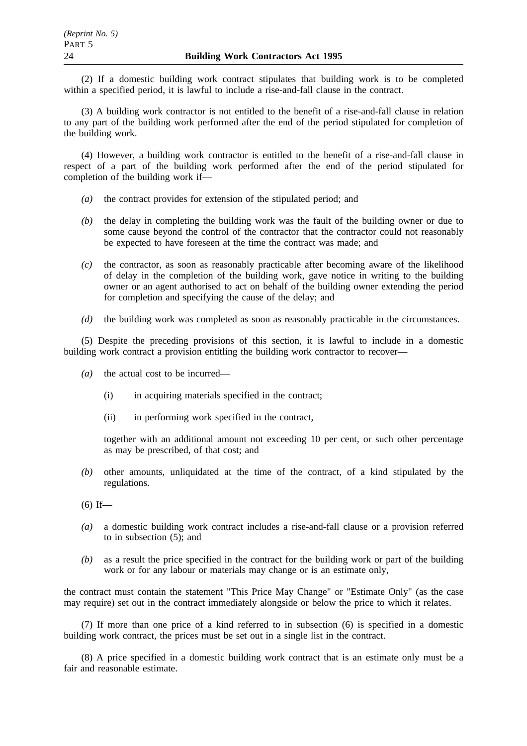(2) If a domestic building work contract stipulates that building work is to be completed within a specified period, it is lawful to include a rise-and-fall clause in the contract.

(3) A building work contractor is not entitled to the benefit of a rise-and-fall clause in relation to any part of the building work performed after the end of the period stipulated for completion of the building work.

(4) However, a building work contractor is entitled to the benefit of a rise-and-fall clause in respect of a part of the building work performed after the end of the period stipulated for completion of the building work if—

*(a)* the contract provides for extension of the stipulated period; and

*(b)* the delay in completing the building work was the fault of the building owner or due to some cause beyond the control of the contractor that the contractor could not reasonably be expected to have foreseen at the time the contract was made; and

*(c)* the contractor, as soon as reasonably practicable after becoming aware of the likelihood of delay in the completion of the building work, gave notice in writing to the building owner or an agent authorised to act on behalf of the building owner extending the period for completion and specifying the cause of the delay; and

*(d)* the building work was completed as soon as reasonably practicable in the circumstances.

(5) Despite the preceding provisions of this section, it is lawful to include in a domestic building work contract a provision entitling the building work contractor to recover—

*(a)* the actual cost to be incurred—

(i) in acquiring materials specified in the contract;

(ii) in performing work specified in the contract,

together with an additional amount not exceeding 10 per cent, or such other percentage as may be prescribed, of that cost; and

*(b)* other amounts, unliquidated at the time of the contract, of a kind stipulated by the regulations.

(6) If—

*(a)* a domestic building work contract includes a rise-and-fall clause or a provision referred to in subsection (5); and

*(b)* as a result the price specified in the contract for the building work or part of the building work or for any labour or materials may change or is an estimate only,

the contract must contain the statement "This Price May Change" or "Estimate Only" (as the case may require) set out in the contract immediately alongside or below the price to which it relates.

(7) If more than one price of a kind referred to in subsection (6) is specified in a domestic building work contract, the prices must be set out in a single list in the contract.

(8) A price specified in a domestic building work contract that is an estimate only must be a fair and reasonable estimate.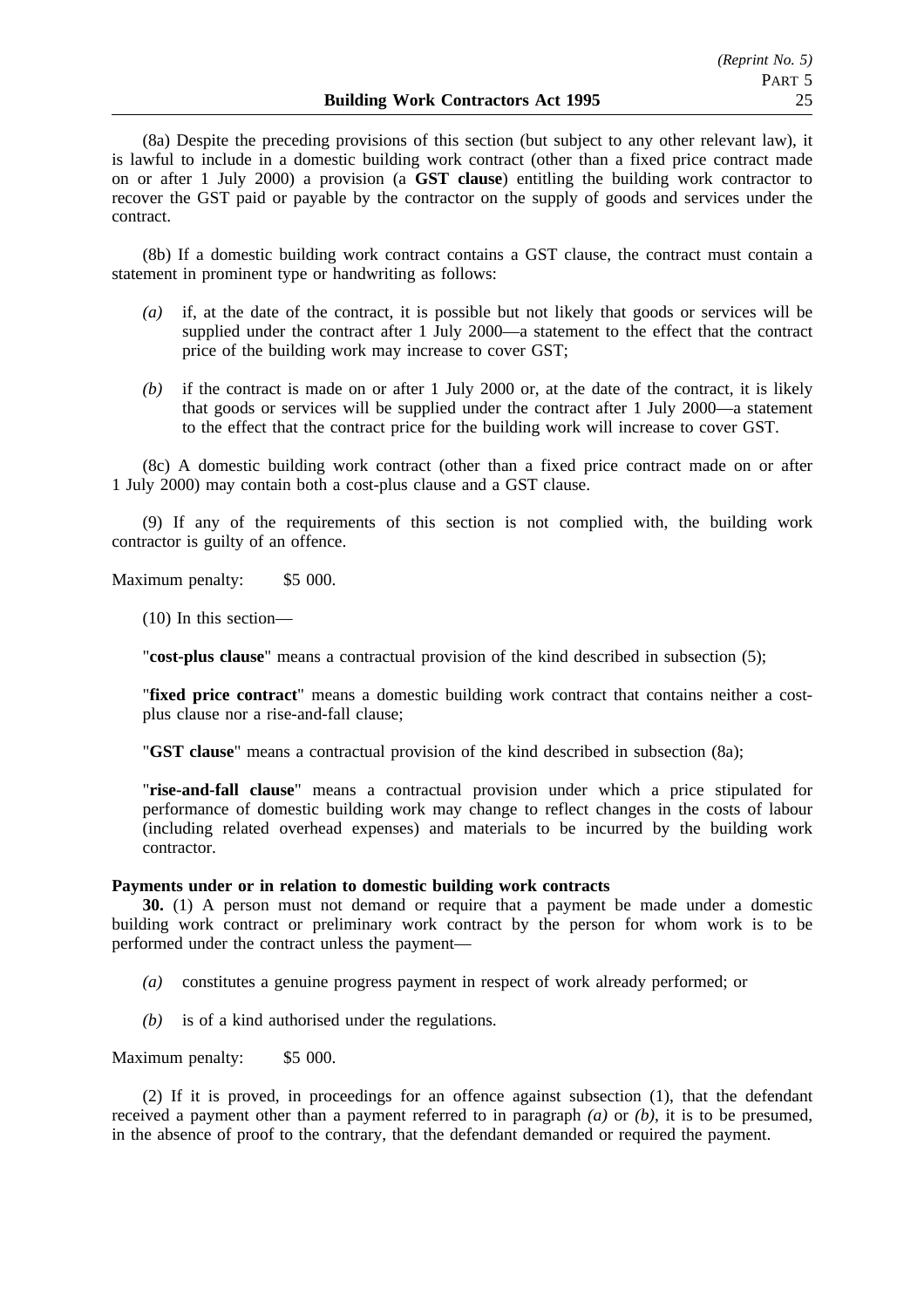(8a) Despite the preceding provisions of this section (but subject to any other relevant law), it is lawful to include in a domestic building work contract (other than a fixed price contract made on or after 1 July 2000) a provision (a **GST clause**) entitling the building work contractor to recover the GST paid or payable by the contractor on the supply of goods and services under the contract.

(8b) If a domestic building work contract contains a GST clause, the contract must contain a statement in prominent type or handwriting as follows:

*(a)* if, at the date of the contract, it is possible but not likely that goods or services will be supplied under the contract after 1 July 2000—a statement to the effect that the contract price of the building work may increase to cover GST;

*(b)* if the contract is made on or after 1 July 2000 or, at the date of the contract, it is likely that goods or services will be supplied under the contract after 1 July 2000—a statement to the effect that the contract price for the building work will increase to cover GST.

(8c) A domestic building work contract (other than a fixed price contract made on or after 1 July 2000) may contain both a cost-plus clause and a GST clause.

(9) If any of the requirements of this section is not complied with, the building work contractor is guilty of an offence.

Maximum penalty: $5 000.

(10) In this section—

"**cost-plus clause**" means a contractual provision of the kind described in subsection (5);

"**fixed price contract**" means a domestic building work contract that contains neither a cost-plus clause nor a rise-and-fall clause;

"**GST clause**" means a contractual provision of the kind described in subsection (8a);

"**rise-and-fall clause**" means a contractual provision under which a price stipulated for performance of domestic building work may change to reflect changes in the costs of labour (including related overhead expenses) and materials to be incurred by the building work contractor.

**Payments under or in relation to domestic building work contracts**

**30.** (1) A person must not demand or require that a payment be made under a domestic building work contract or preliminary work contract by the person for whom work is to be performed under the contract unless the payment—

*(a)* constitutes a genuine progress payment in respect of work already performed; or

*(b)* is of a kind authorised under the regulations.

Maximum penalty: $5 000.

(2) If it is proved, in proceedings for an offence against subsection (1), that the defendant received a payment other than a payment referred to in paragraph *(a)* or *(b)*, it is to be presumed, in the absence of proof to the contrary, that the defendant demanded or required the payment.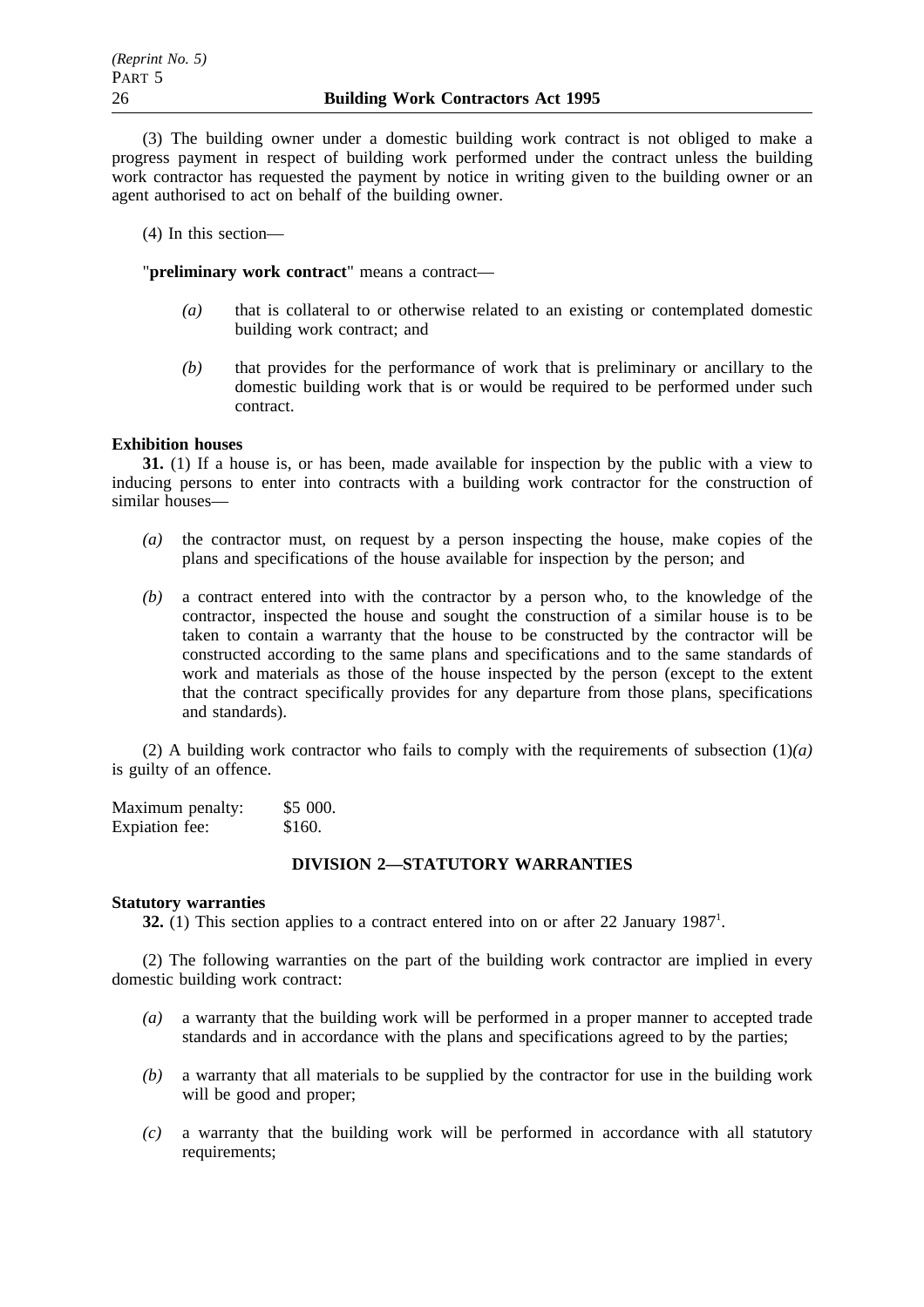(3) The building owner under a domestic building work contract is not obliged to make a progress payment in respect of building work performed under the contract unless the building work contractor has requested the payment by notice in writing given to the building owner or an agent authorised to act on behalf of the building owner.

(4) In this section—

"**preliminary work contract**" means a contract—

*(a)* that is collateral to or otherwise related to an existing or contemplated domestic building work contract; and

*(b)* that provides for the performance of work that is preliminary or ancillary to the domestic building work that is or would be required to be performed under such contract.

**Exhibition houses**

**31.** (1) If a house is, or has been, made available for inspection by the public with a view to inducing persons to enter into contracts with a building work contractor for the construction of similar houses—

*(a)* the contractor must, on request by a person inspecting the house, make copies of the plans and specifications of the house available for inspection by the person; and

*(b)* a contract entered into with the contractor by a person who, to the knowledge of the contractor, inspected the house and sought the construction of a similar house is to be taken to contain a warranty that the house to be constructed by the contractor will be constructed according to the same plans and specifications and to the same standards of work and materials as those of the house inspected by the person (except to the extent that the contract specifically provides for any departure from those plans, specifications and standards).

(2) A building work contractor who fails to comply with the requirements of subsection (1)*(a)* is guilty of an offence.

Maximum penalty: $5 000.
Expiation fee: $160.

## DIVISION 2—STATUTORY WARRANTIES

**Statutory warranties**

**32.** (1) This section applies to a contract entered into on or after 22 January 1987[1].

(2) The following warranties on the part of the building work contractor are implied in every domestic building work contract:

*(a)* a warranty that the building work will be performed in a proper manner to accepted trade standards and in accordance with the plans and specifications agreed to by the parties;

*(b)* a warranty that all materials to be supplied by the contractor for use in the building work will be good and proper;

*(c)* a warranty that the building work will be performed in accordance with all statutory requirements;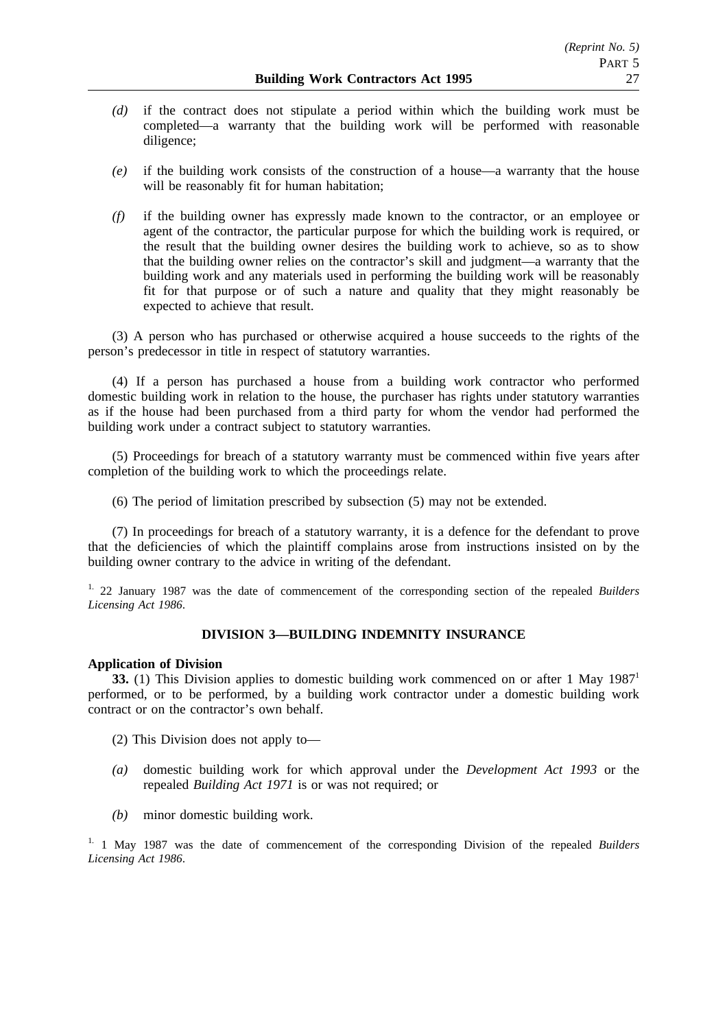*(d)* if the contract does not stipulate a period within which the building work must be completed—a warranty that the building work will be performed with reasonable diligence;

*(e)* if the building work consists of the construction of a house—a warranty that the house will be reasonably fit for human habitation;

*(f)* if the building owner has expressly made known to the contractor, or an employee or agent of the contractor, the particular purpose for which the building work is required, or the result that the building owner desires the building work to achieve, so as to show that the building owner relies on the contractor's skill and judgment—a warranty that the building work and any materials used in performing the building work will be reasonably fit for that purpose or of such a nature and quality that they might reasonably be expected to achieve that result.

(3) A person who has purchased or otherwise acquired a house succeeds to the rights of the person's predecessor in title in respect of statutory warranties.

(4) If a person has purchased a house from a building work contractor who performed domestic building work in relation to the house, the purchaser has rights under statutory warranties as if the house had been purchased from a third party for whom the vendor had performed the building work under a contract subject to statutory warranties.

(5) Proceedings for breach of a statutory warranty must be commenced within five years after completion of the building work to which the proceedings relate.

(6) The period of limitation prescribed by subsection (5) may not be extended.

(7) In proceedings for breach of a statutory warranty, it is a defence for the defendant to prove that the deficiencies of which the plaintiff complains arose from instructions insisted on by the building owner contrary to the advice in writing of the defendant.

[1.] 22 January 1987 was the date of commencement of the corresponding section of the repealed *Builders Licensing Act 1986*.

## DIVISION 3—BUILDING INDEMNITY INSURANCE

**Application of Division**

**33.** (1) This Division applies to domestic building work commenced on or after 1 May 1987[1] performed, or to be performed, by a building work contractor under a domestic building work contract or on the contractor's own behalf.

(2) This Division does not apply to—

*(a)* domestic building work for which approval under the *Development Act 1993* or the repealed *Building Act 1971* is or was not required; or

*(b)* minor domestic building work.

[1.] 1 May 1987 was the date of commencement of the corresponding Division of the repealed *Builders Licensing Act 1986*.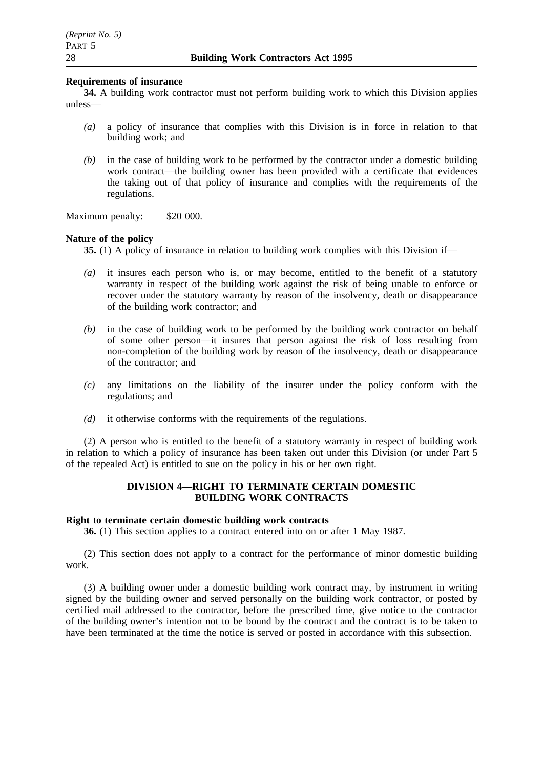**Requirements of insurance**

**34.** A building work contractor must not perform building work to which this Division applies unless—

*(a)* a policy of insurance that complies with this Division is in force in relation to that building work; and

*(b)* in the case of building work to be performed by the contractor under a domestic building work contract—the building owner has been provided with a certificate that evidences the taking out of that policy of insurance and complies with the requirements of the regulations.

Maximum penalty: $20 000.

**Nature of the policy**

**35.** (1) A policy of insurance in relation to building work complies with this Division if—

*(a)* it insures each person who is, or may become, entitled to the benefit of a statutory warranty in respect of the building work against the risk of being unable to enforce or recover under the statutory warranty by reason of the insolvency, death or disappearance of the building work contractor; and

*(b)* in the case of building work to be performed by the building work contractor on behalf of some other person—it insures that person against the risk of loss resulting from non-completion of the building work by reason of the insolvency, death or disappearance of the contractor; and

*(c)* any limitations on the liability of the insurer under the policy conform with the regulations; and

*(d)* it otherwise conforms with the requirements of the regulations.

(2) A person who is entitled to the benefit of a statutory warranty in respect of building work in relation to which a policy of insurance has been taken out under this Division (or under Part 5 of the repealed Act) is entitled to sue on the policy in his or her own right.

## DIVISION 4—RIGHT TO TERMINATE CERTAIN DOMESTIC BUILDING WORK CONTRACTS

**Right to terminate certain domestic building work contracts**

**36.** (1) This section applies to a contract entered into on or after 1 May 1987.

(2) This section does not apply to a contract for the performance of minor domestic building work.

(3) A building owner under a domestic building work contract may, by instrument in writing signed by the building owner and served personally on the building work contractor, or posted by certified mail addressed to the contractor, before the prescribed time, give notice to the contractor of the building owner's intention not to be bound by the contract and the contract is to be taken to have been terminated at the time the notice is served or posted in accordance with this subsection.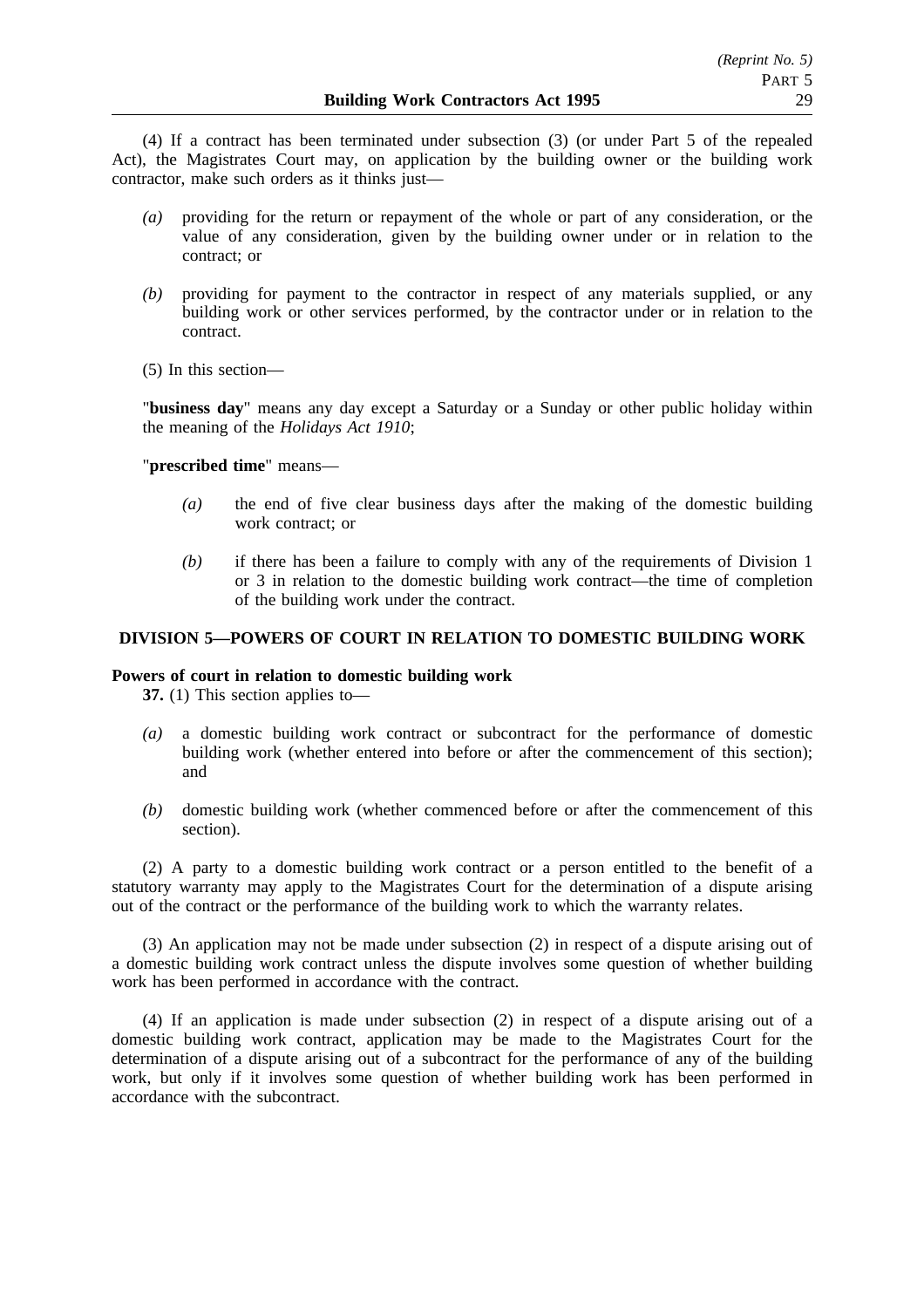(4) If a contract has been terminated under subsection (3) (or under Part 5 of the repealed Act), the Magistrates Court may, on application by the building owner or the building work contractor, make such orders as it thinks just—

*(a)* providing for the return or repayment of the whole or part of any consideration, or the value of any consideration, given by the building owner under or in relation to the contract; or

*(b)* providing for payment to the contractor in respect of any materials supplied, or any building work or other services performed, by the contractor under or in relation to the contract.

(5) In this section—

"**business day**" means any day except a Saturday or a Sunday or other public holiday within the meaning of the *Holidays Act 1910*;

"**prescribed time**" means—

*(a)* the end of five clear business days after the making of the domestic building work contract; or

*(b)* if there has been a failure to comply with any of the requirements of Division 1 or 3 in relation to the domestic building work contract—the time of completion of the building work under the contract.

## DIVISION 5—POWERS OF COURT IN RELATION TO DOMESTIC BUILDING WORK

**Powers of court in relation to domestic building work**

**37.** (1) This section applies to—

*(a)* a domestic building work contract or subcontract for the performance of domestic building work (whether entered into before or after the commencement of this section); and

*(b)* domestic building work (whether commenced before or after the commencement of this section).

(2) A party to a domestic building work contract or a person entitled to the benefit of a statutory warranty may apply to the Magistrates Court for the determination of a dispute arising out of the contract or the performance of the building work to which the warranty relates.

(3) An application may not be made under subsection (2) in respect of a dispute arising out of a domestic building work contract unless the dispute involves some question of whether building work has been performed in accordance with the contract.

(4) If an application is made under subsection (2) in respect of a dispute arising out of a domestic building work contract, application may be made to the Magistrates Court for the determination of a dispute arising out of a subcontract for the performance of any of the building work, but only if it involves some question of whether building work has been performed in accordance with the subcontract.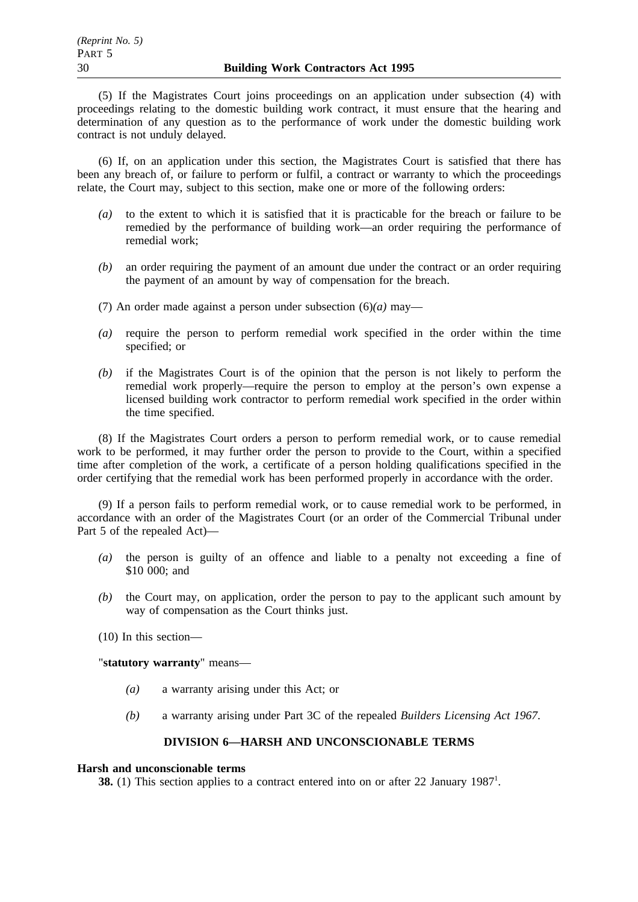(5) If the Magistrates Court joins proceedings on an application under subsection (4) with proceedings relating to the domestic building work contract, it must ensure that the hearing and determination of any question as to the performance of work under the domestic building work contract is not unduly delayed.

(6) If, on an application under this section, the Magistrates Court is satisfied that there has been any breach of, or failure to perform or fulfil, a contract or warranty to which the proceedings relate, the Court may, subject to this section, make one or more of the following orders:

*(a)* to the extent to which it is satisfied that it is practicable for the breach or failure to be remedied by the performance of building work—an order requiring the performance of remedial work;

*(b)* an order requiring the payment of an amount due under the contract or an order requiring the payment of an amount by way of compensation for the breach.

(7) An order made against a person under subsection (6)*(a)* may—

*(a)* require the person to perform remedial work specified in the order within the time specified; or

*(b)* if the Magistrates Court is of the opinion that the person is not likely to perform the remedial work properly—require the person to employ at the person's own expense a licensed building work contractor to perform remedial work specified in the order within the time specified.

(8) If the Magistrates Court orders a person to perform remedial work, or to cause remedial work to be performed, it may further order the person to provide to the Court, within a specified time after completion of the work, a certificate of a person holding qualifications specified in the order certifying that the remedial work has been performed properly in accordance with the order.

(9) If a person fails to perform remedial work, or to cause remedial work to be performed, in accordance with an order of the Magistrates Court (or an order of the Commercial Tribunal under Part 5 of the repealed Act)—

*(a)* the person is guilty of an offence and liable to a penalty not exceeding a fine of $10 000; and

*(b)* the Court may, on application, order the person to pay to the applicant such amount by way of compensation as the Court thinks just.

(10) In this section—

"**statutory warranty**" means—

*(a)* a warranty arising under this Act; or

*(b)* a warranty arising under Part 3C of the repealed *Builders Licensing Act 1967*.

## DIVISION 6—HARSH AND UNCONSCIONABLE TERMS

**Harsh and unconscionable terms**

**38.** (1) This section applies to a contract entered into on or after 22 January 1987[1].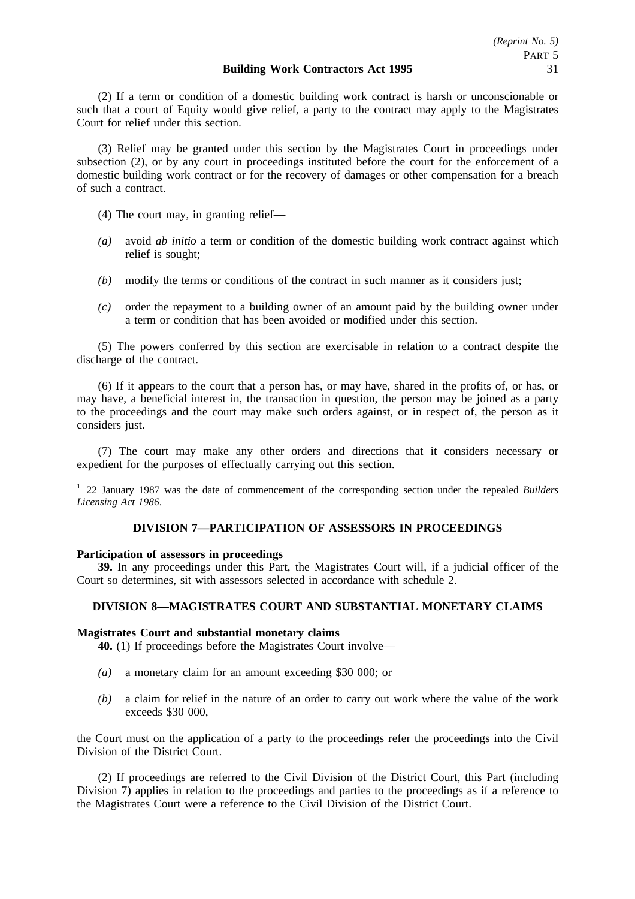(2) If a term or condition of a domestic building work contract is harsh or unconscionable or such that a court of Equity would give relief, a party to the contract may apply to the Magistrates Court for relief under this section.

(3) Relief may be granted under this section by the Magistrates Court in proceedings under subsection (2), or by any court in proceedings instituted before the court for the enforcement of a domestic building work contract or for the recovery of damages or other compensation for a breach of such a contract.

(4) The court may, in granting relief—

*(a)* avoid *ab initio* a term or condition of the domestic building work contract against which relief is sought;

*(b)* modify the terms or conditions of the contract in such manner as it considers just;

*(c)* order the repayment to a building owner of an amount paid by the building owner under a term or condition that has been avoided or modified under this section.

(5) The powers conferred by this section are exercisable in relation to a contract despite the discharge of the contract.

(6) If it appears to the court that a person has, or may have, shared in the profits of, or has, or may have, a beneficial interest in, the transaction in question, the person may be joined as a party to the proceedings and the court may make such orders against, or in respect of, the person as it considers just.

(7) The court may make any other orders and directions that it considers necessary or expedient for the purposes of effectually carrying out this section.

[1.] 22 January 1987 was the date of commencement of the corresponding section under the repealed *Builders Licensing Act 1986*.

## DIVISION 7—PARTICIPATION OF ASSESSORS IN PROCEEDINGS

**Participation of assessors in proceedings**

**39.** In any proceedings under this Part, the Magistrates Court will, if a judicial officer of the Court so determines, sit with assessors selected in accordance with schedule 2.

## DIVISION 8—MAGISTRATES COURT AND SUBSTANTIAL MONETARY CLAIMS

**Magistrates Court and substantial monetary claims**

**40.** (1) If proceedings before the Magistrates Court involve—

*(a)* a monetary claim for an amount exceeding $30 000; or

*(b)* a claim for relief in the nature of an order to carry out work where the value of the work exceeds $30 000,

the Court must on the application of a party to the proceedings refer the proceedings into the Civil Division of the District Court.

(2) If proceedings are referred to the Civil Division of the District Court, this Part (including Division 7) applies in relation to the proceedings and parties to the proceedings as if a reference to the Magistrates Court were a reference to the Civil Division of the District Court.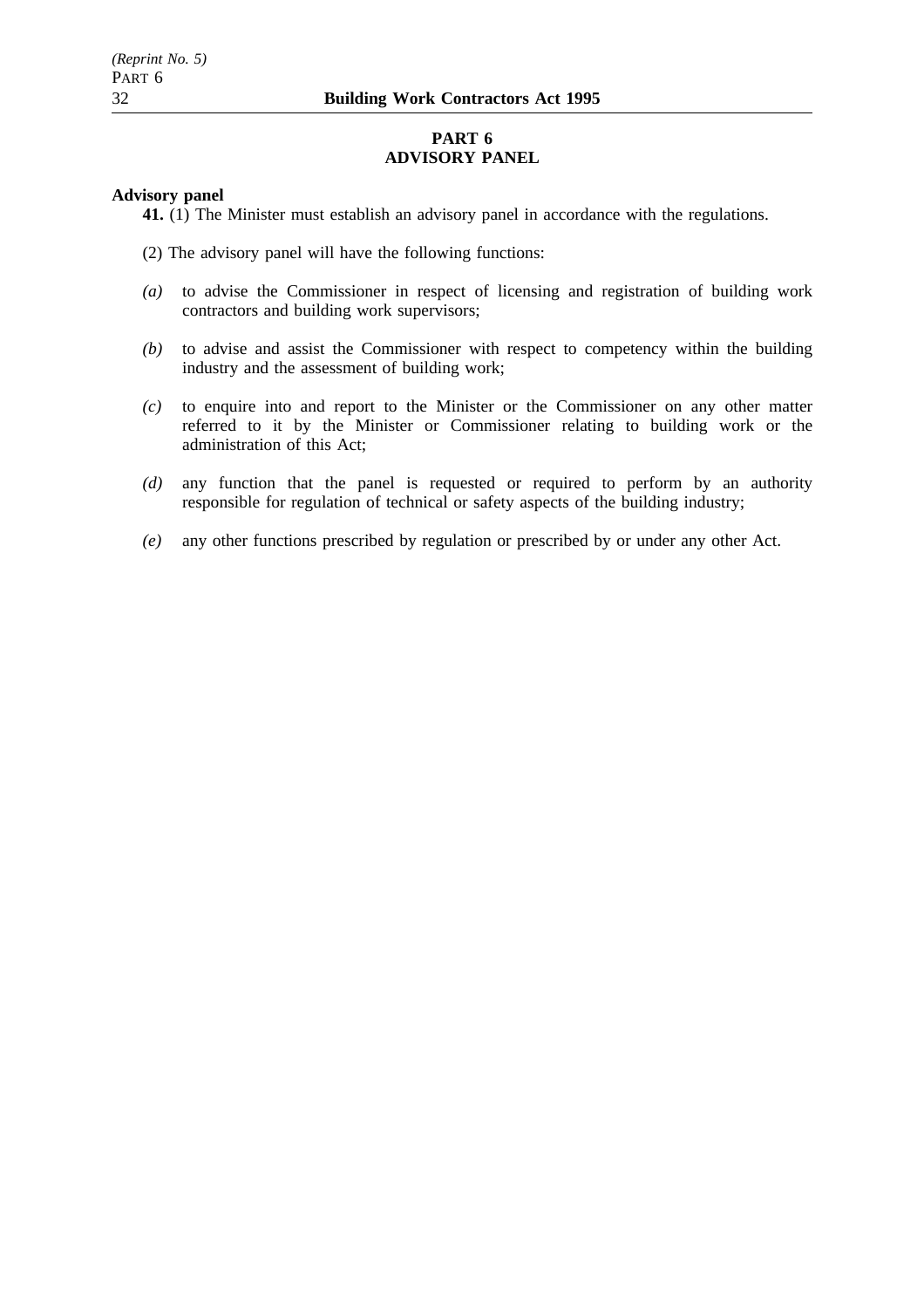## PART 6
## ADVISORY PANEL

**Advisory panel**

**41.** (1) The Minister must establish an advisory panel in accordance with the regulations.

(2) The advisory panel will have the following functions:

*(a)* to advise the Commissioner in respect of licensing and registration of building work contractors and building work supervisors;

*(b)* to advise and assist the Commissioner with respect to competency within the building industry and the assessment of building work;

*(c)* to enquire into and report to the Minister or the Commissioner on any other matter referred to it by the Minister or Commissioner relating to building work or the administration of this Act;

*(d)* any function that the panel is requested or required to perform by an authority responsible for regulation of technical or safety aspects of the building industry;

*(e)* any other functions prescribed by regulation or prescribed by or under any other Act.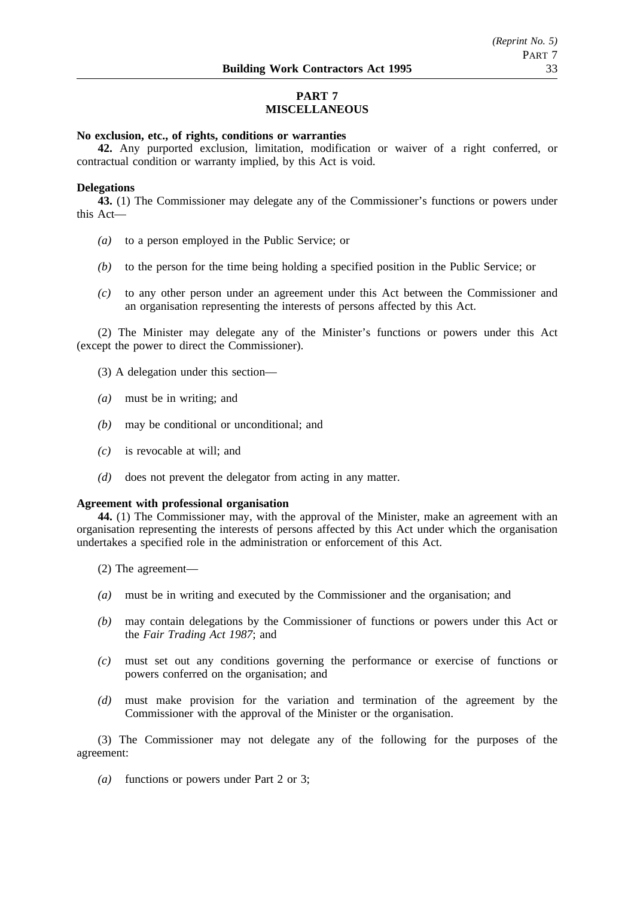## PART 7
## MISCELLANEOUS

**No exclusion, etc., of rights, conditions or warranties**

**42.** Any purported exclusion, limitation, modification or waiver of a right conferred, or contractual condition or warranty implied, by this Act is void.

**Delegations**

**43.** (1) The Commissioner may delegate any of the Commissioner's functions or powers under this Act—

- *(a)* to a person employed in the Public Service; or
- *(b)* to the person for the time being holding a specified position in the Public Service; or
- *(c)* to any other person under an agreement under this Act between the Commissioner and an organisation representing the interests of persons affected by this Act.

(2) The Minister may delegate any of the Minister's functions or powers under this Act (except the power to direct the Commissioner).

(3) A delegation under this section—

- *(a)* must be in writing; and
- *(b)* may be conditional or unconditional; and
- *(c)* is revocable at will; and
- *(d)* does not prevent the delegator from acting in any matter.

**Agreement with professional organisation**

**44.** (1) The Commissioner may, with the approval of the Minister, make an agreement with an organisation representing the interests of persons affected by this Act under which the organisation undertakes a specified role in the administration or enforcement of this Act.

(2) The agreement—

- *(a)* must be in writing and executed by the Commissioner and the organisation; and
- *(b)* may contain delegations by the Commissioner of functions or powers under this Act or the *Fair Trading Act 1987*; and
- *(c)* must set out any conditions governing the performance or exercise of functions or powers conferred on the organisation; and
- *(d)* must make provision for the variation and termination of the agreement by the Commissioner with the approval of the Minister or the organisation.

(3) The Commissioner may not delegate any of the following for the purposes of the agreement:

- *(a)* functions or powers under Part 2 or 3;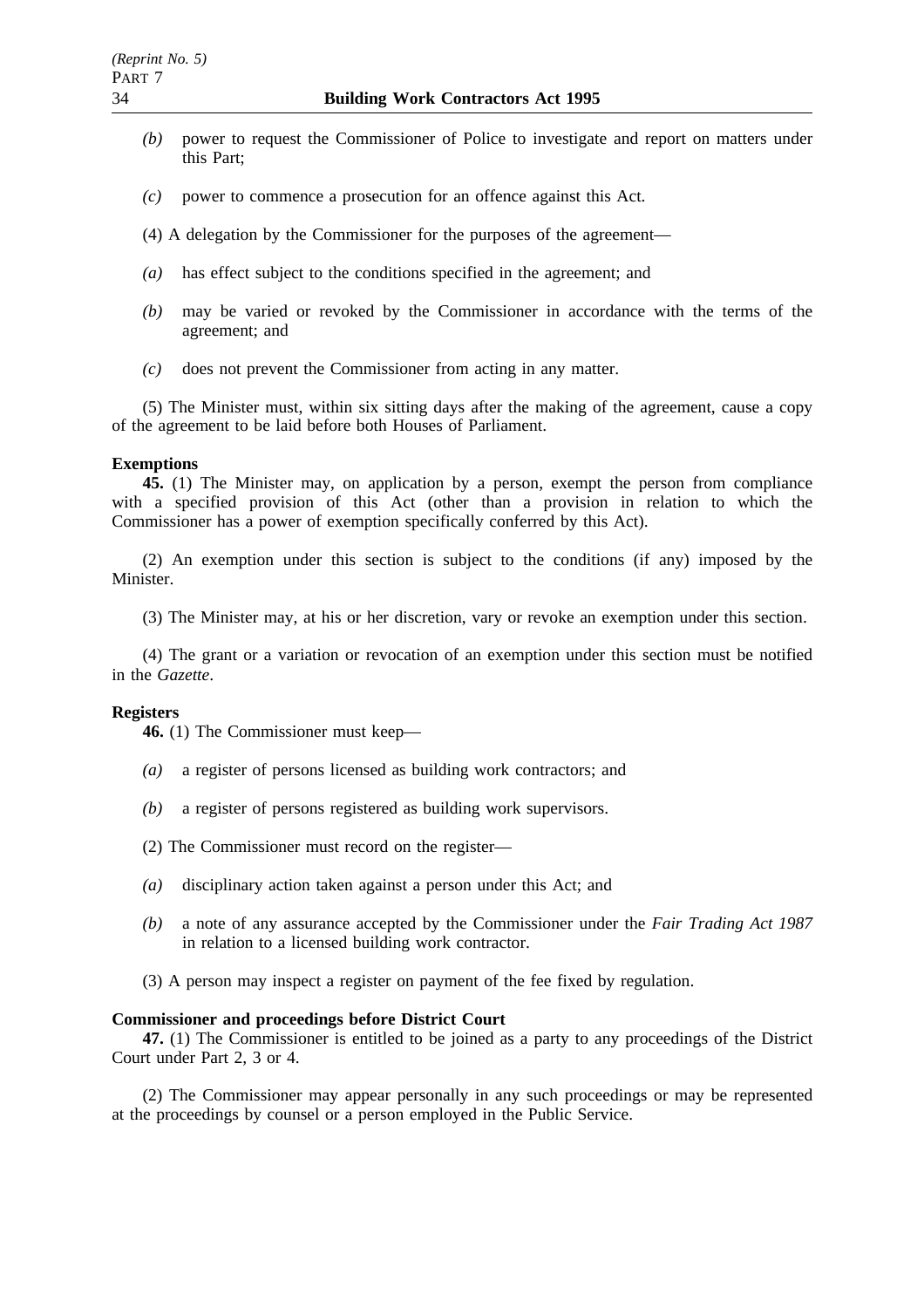*(b)* power to request the Commissioner of Police to investigate and report on matters under this Part;

*(c)* power to commence a prosecution for an offence against this Act.

(4) A delegation by the Commissioner for the purposes of the agreement—

*(a)* has effect subject to the conditions specified in the agreement; and

*(b)* may be varied or revoked by the Commissioner in accordance with the terms of the agreement; and

*(c)* does not prevent the Commissioner from acting in any matter.

(5) The Minister must, within six sitting days after the making of the agreement, cause a copy of the agreement to be laid before both Houses of Parliament.

**Exemptions**

**45.** (1) The Minister may, on application by a person, exempt the person from compliance with a specified provision of this Act (other than a provision in relation to which the Commissioner has a power of exemption specifically conferred by this Act).

(2) An exemption under this section is subject to the conditions (if any) imposed by the Minister.

(3) The Minister may, at his or her discretion, vary or revoke an exemption under this section.

(4) The grant or a variation or revocation of an exemption under this section must be notified in the *Gazette*.

**Registers**

**46.** (1) The Commissioner must keep—

*(a)* a register of persons licensed as building work contractors; and

*(b)* a register of persons registered as building work supervisors.

(2) The Commissioner must record on the register—

*(a)* disciplinary action taken against a person under this Act; and

*(b)* a note of any assurance accepted by the Commissioner under the *Fair Trading Act 1987* in relation to a licensed building work contractor.

(3) A person may inspect a register on payment of the fee fixed by regulation.

**Commissioner and proceedings before District Court**

**47.** (1) The Commissioner is entitled to be joined as a party to any proceedings of the District Court under Part 2, 3 or 4.

(2) The Commissioner may appear personally in any such proceedings or may be represented at the proceedings by counsel or a person employed in the Public Service.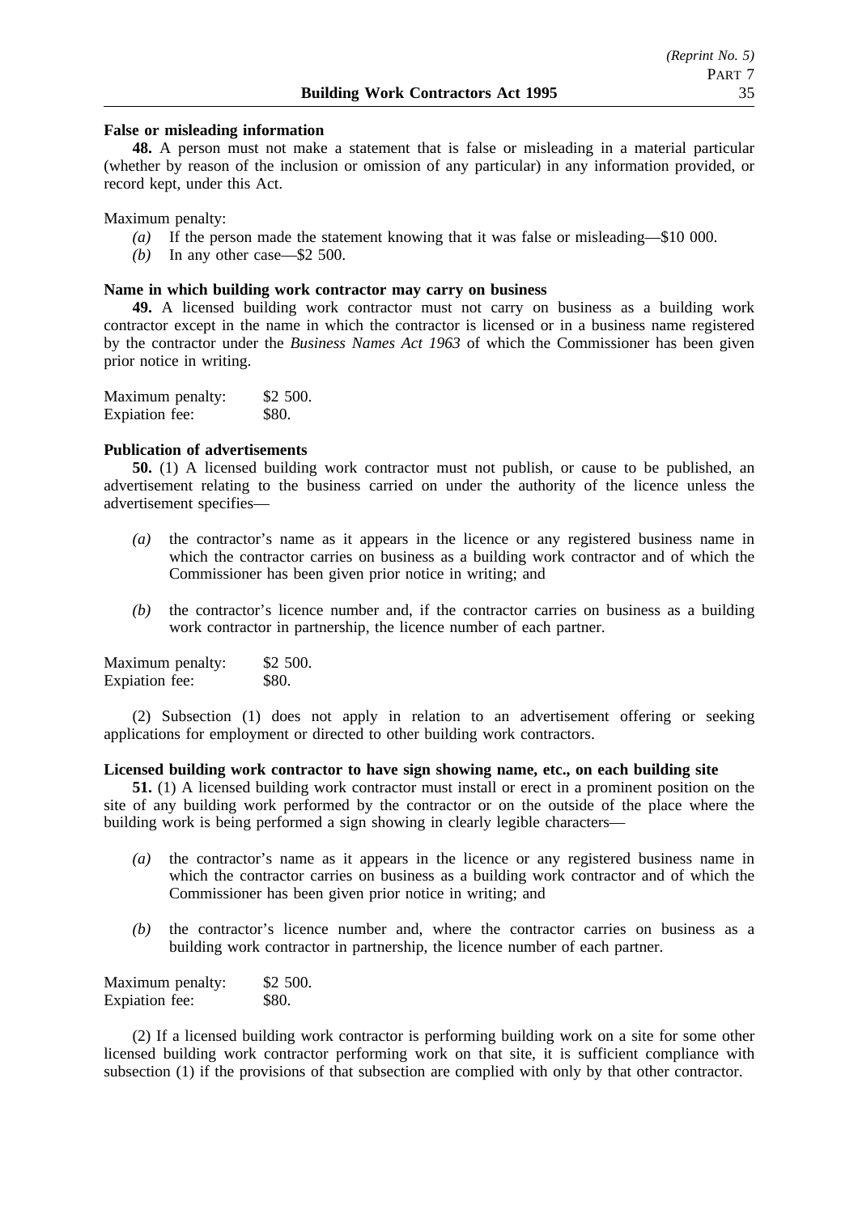**False or misleading information**

**48.** A person must not make a statement that is false or misleading in a material particular (whether by reason of the inclusion or omission of any particular) in any information provided, or record kept, under this Act.

Maximum penalty:

*(a)* If the person made the statement knowing that it was false or misleading—$10 000.

*(b)* In any other case—$2 500.

**Name in which building work contractor may carry on business**

**49.** A licensed building work contractor must not carry on business as a building work contractor except in the name in which the contractor is licensed or in a business name registered by the contractor under the *Business Names Act 1963* of which the Commissioner has been given prior notice in writing.

Maximum penalty: $2 500.
Expiation fee: $80.

**Publication of advertisements**

**50.** (1) A licensed building work contractor must not publish, or cause to be published, an advertisement relating to the business carried on under the authority of the licence unless the advertisement specifies—

*(a)* the contractor's name as it appears in the licence or any registered business name in which the contractor carries on business as a building work contractor and of which the Commissioner has been given prior notice in writing; and

*(b)* the contractor's licence number and, if the contractor carries on business as a building work contractor in partnership, the licence number of each partner.

Maximum penalty: $2 500.
Expiation fee: $80.

(2) Subsection (1) does not apply in relation to an advertisement offering or seeking applications for employment or directed to other building work contractors.

**Licensed building work contractor to have sign showing name, etc., on each building site**

**51.** (1) A licensed building work contractor must install or erect in a prominent position on the site of any building work performed by the contractor or on the outside of the place where the building work is being performed a sign showing in clearly legible characters—

*(a)* the contractor's name as it appears in the licence or any registered business name in which the contractor carries on business as a building work contractor and of which the Commissioner has been given prior notice in writing; and

*(b)* the contractor's licence number and, where the contractor carries on business as a building work contractor in partnership, the licence number of each partner.

Maximum penalty: $2 500.
Expiation fee: $80.

(2) If a licensed building work contractor is performing building work on a site for some other licensed building work contractor performing work on that site, it is sufficient compliance with subsection (1) if the provisions of that subsection are complied with only by that other contractor.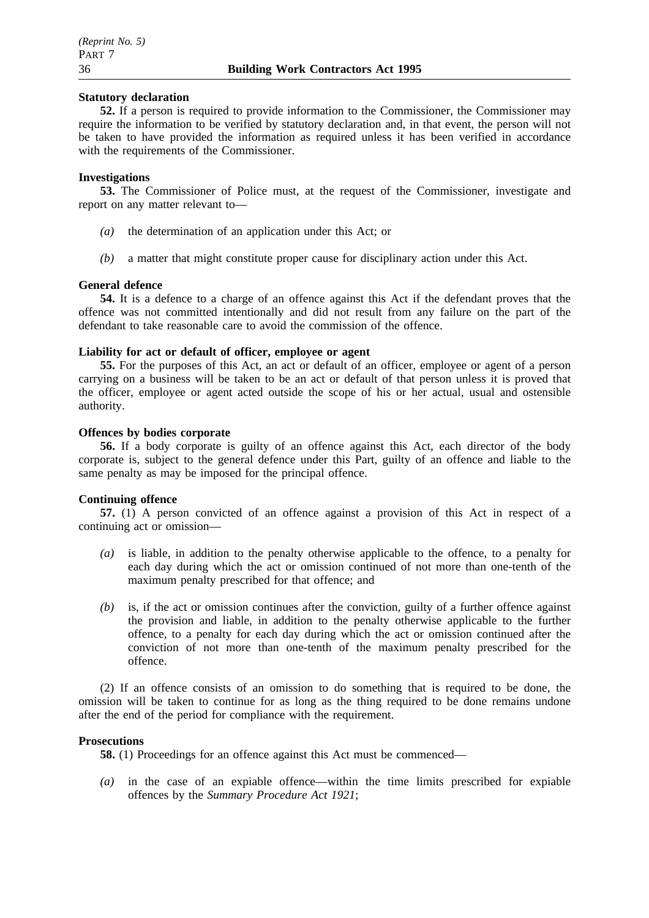**Statutory declaration**

**52.** If a person is required to provide information to the Commissioner, the Commissioner may require the information to be verified by statutory declaration and, in that event, the person will not be taken to have provided the information as required unless it has been verified in accordance with the requirements of the Commissioner.

**Investigations**

**53.** The Commissioner of Police must, at the request of the Commissioner, investigate and report on any matter relevant to—

- *(a)* the determination of an application under this Act; or
- *(b)* a matter that might constitute proper cause for disciplinary action under this Act.

**General defence**

**54.** It is a defence to a charge of an offence against this Act if the defendant proves that the offence was not committed intentionally and did not result from any failure on the part of the defendant to take reasonable care to avoid the commission of the offence.

**Liability for act or default of officer, employee or agent**

**55.** For the purposes of this Act, an act or default of an officer, employee or agent of a person carrying on a business will be taken to be an act or default of that person unless it is proved that the officer, employee or agent acted outside the scope of his or her actual, usual and ostensible authority.

**Offences by bodies corporate**

**56.** If a body corporate is guilty of an offence against this Act, each director of the body corporate is, subject to the general defence under this Part, guilty of an offence and liable to the same penalty as may be imposed for the principal offence.

**Continuing offence**

**57.** (1) A person convicted of an offence against a provision of this Act in respect of a continuing act or omission—

- *(a)* is liable, in addition to the penalty otherwise applicable to the offence, to a penalty for each day during which the act or omission continued of not more than one-tenth of the maximum penalty prescribed for that offence; and
- *(b)* is, if the act or omission continues after the conviction, guilty of a further offence against the provision and liable, in addition to the penalty otherwise applicable to the further offence, to a penalty for each day during which the act or omission continued after the conviction of not more than one-tenth of the maximum penalty prescribed for the offence.

(2) If an offence consists of an omission to do something that is required to be done, the omission will be taken to continue for as long as the thing required to be done remains undone after the end of the period for compliance with the requirement.

**Prosecutions**

**58.** (1) Proceedings for an offence against this Act must be commenced—

- *(a)* in the case of an expiable offence—within the time limits prescribed for expiable offences by the *Summary Procedure Act 1921*;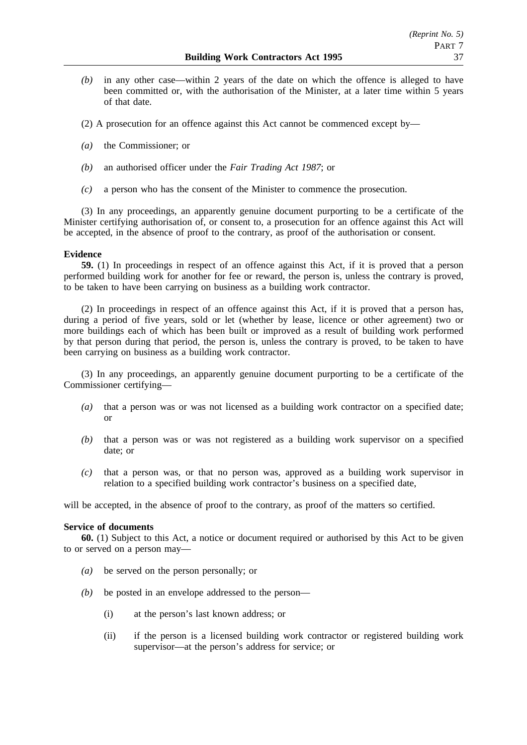*(b)* in any other case—within 2 years of the date on which the offence is alleged to have been committed or, with the authorisation of the Minister, at a later time within 5 years of that date.

(2) A prosecution for an offence against this Act cannot be commenced except by—

*(a)* the Commissioner; or

*(b)* an authorised officer under the *Fair Trading Act 1987*; or

*(c)* a person who has the consent of the Minister to commence the prosecution.

(3) In any proceedings, an apparently genuine document purporting to be a certificate of the Minister certifying authorisation of, or consent to, a prosecution for an offence against this Act will be accepted, in the absence of proof to the contrary, as proof of the authorisation or consent.

**Evidence**

**59.** (1) In proceedings in respect of an offence against this Act, if it is proved that a person performed building work for another for fee or reward, the person is, unless the contrary is proved, to be taken to have been carrying on business as a building work contractor.

(2) In proceedings in respect of an offence against this Act, if it is proved that a person has, during a period of five years, sold or let (whether by lease, licence or other agreement) two or more buildings each of which has been built or improved as a result of building work performed by that person during that period, the person is, unless the contrary is proved, to be taken to have been carrying on business as a building work contractor.

(3) In any proceedings, an apparently genuine document purporting to be a certificate of the Commissioner certifying—

*(a)* that a person was or was not licensed as a building work contractor on a specified date; or

*(b)* that a person was or was not registered as a building work supervisor on a specified date; or

*(c)* that a person was, or that no person was, approved as a building work supervisor in relation to a specified building work contractor's business on a specified date,

will be accepted, in the absence of proof to the contrary, as proof of the matters so certified.

**Service of documents**

**60.** (1) Subject to this Act, a notice or document required or authorised by this Act to be given to or served on a person may—

*(a)* be served on the person personally; or

*(b)* be posted in an envelope addressed to the person—

(i) at the person's last known address; or

(ii) if the person is a licensed building work contractor or registered building work supervisor—at the person's address for service; or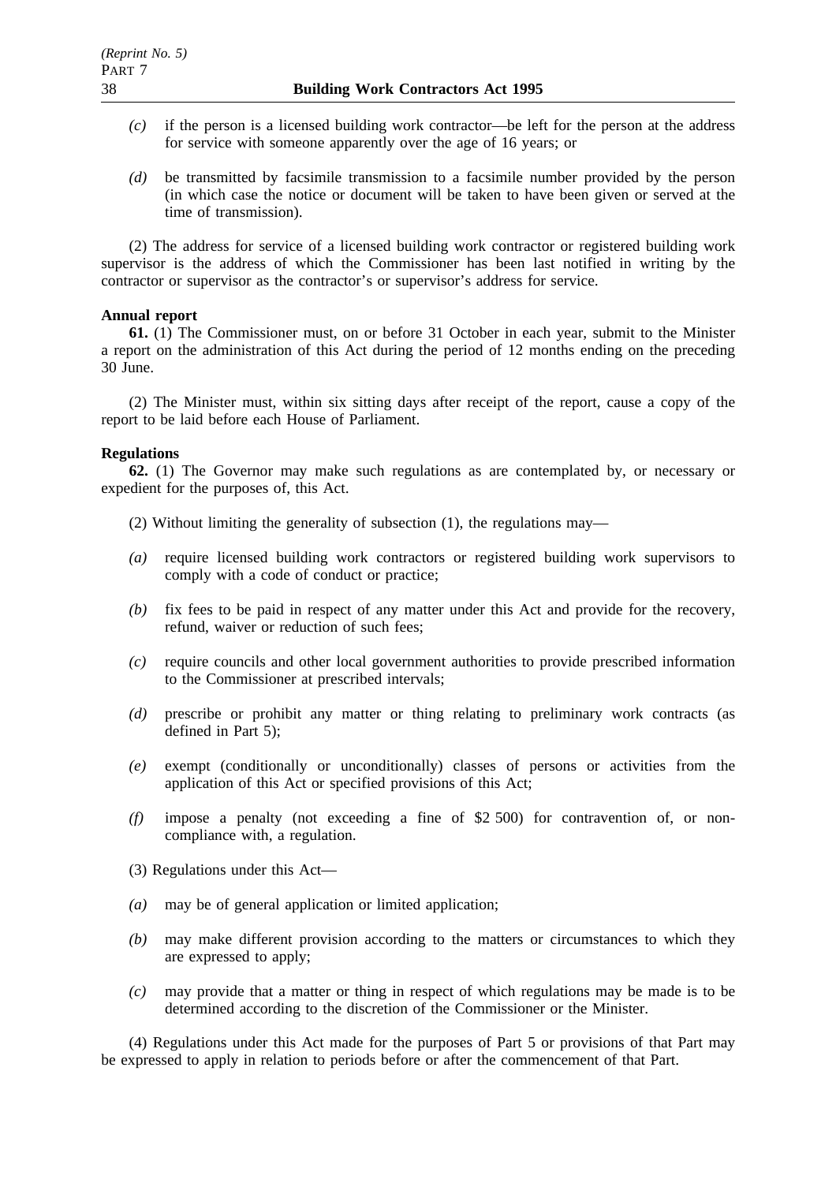*(c)* if the person is a licensed building work contractor—be left for the person at the address for service with someone apparently over the age of 16 years; or

*(d)* be transmitted by facsimile transmission to a facsimile number provided by the person (in which case the notice or document will be taken to have been given or served at the time of transmission).

(2) The address for service of a licensed building work contractor or registered building work supervisor is the address of which the Commissioner has been last notified in writing by the contractor or supervisor as the contractor's or supervisor's address for service.

**Annual report**

**61.** (1) The Commissioner must, on or before 31 October in each year, submit to the Minister a report on the administration of this Act during the period of 12 months ending on the preceding 30 June.

(2) The Minister must, within six sitting days after receipt of the report, cause a copy of the report to be laid before each House of Parliament.

**Regulations**

**62.** (1) The Governor may make such regulations as are contemplated by, or necessary or expedient for the purposes of, this Act.

(2) Without limiting the generality of subsection (1), the regulations may—

*(a)* require licensed building work contractors or registered building work supervisors to comply with a code of conduct or practice;

*(b)* fix fees to be paid in respect of any matter under this Act and provide for the recovery, refund, waiver or reduction of such fees;

*(c)* require councils and other local government authorities to provide prescribed information to the Commissioner at prescribed intervals;

*(d)* prescribe or prohibit any matter or thing relating to preliminary work contracts (as defined in Part 5);

*(e)* exempt (conditionally or unconditionally) classes of persons or activities from the application of this Act or specified provisions of this Act;

*(f)* impose a penalty (not exceeding a fine of $2 500) for contravention of, or non-compliance with, a regulation.

(3) Regulations under this Act—

*(a)* may be of general application or limited application;

*(b)* may make different provision according to the matters or circumstances to which they are expressed to apply;

*(c)* may provide that a matter or thing in respect of which regulations may be made is to be determined according to the discretion of the Commissioner or the Minister.

(4) Regulations under this Act made for the purposes of Part 5 or provisions of that Part may be expressed to apply in relation to periods before or after the commencement of that Part.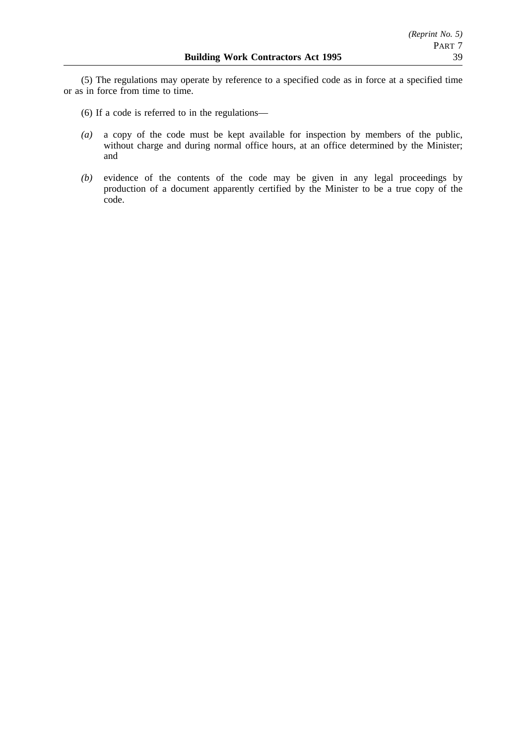(5) The regulations may operate by reference to a specified code as in force at a specified time or as in force from time to time.

(6) If a code is referred to in the regulations—

*(a)* a copy of the code must be kept available for inspection by members of the public, without charge and during normal office hours, at an office determined by the Minister; and

*(b)* evidence of the contents of the code may be given in any legal proceedings by production of a document apparently certified by the Minister to be a true copy of the code.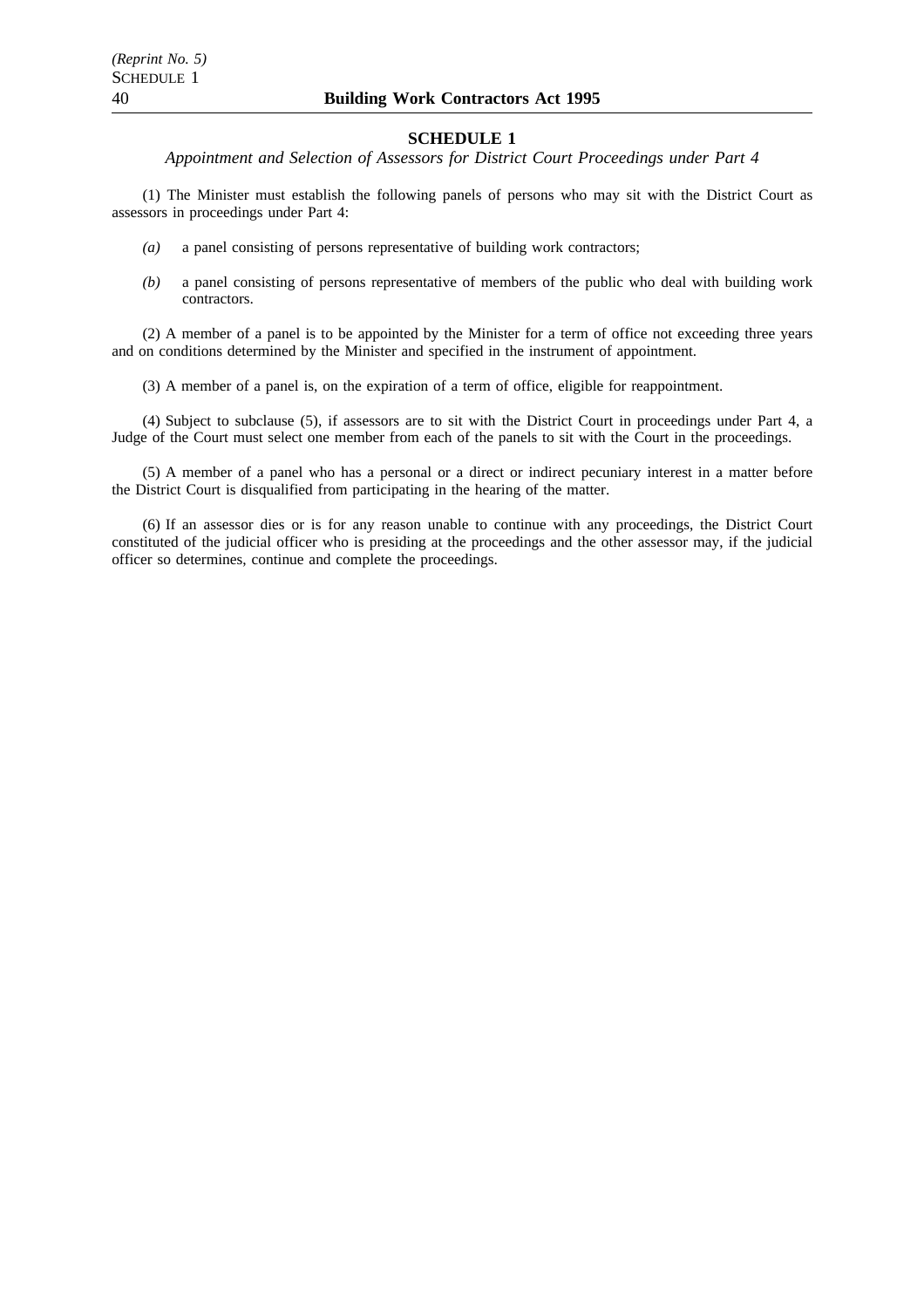## SCHEDULE 1

*Appointment and Selection of Assessors for District Court Proceedings under Part 4*

(1) The Minister must establish the following panels of persons who may sit with the District Court as assessors in proceedings under Part 4:

*(a)* a panel consisting of persons representative of building work contractors;

*(b)* a panel consisting of persons representative of members of the public who deal with building work contractors.

(2) A member of a panel is to be appointed by the Minister for a term of office not exceeding three years and on conditions determined by the Minister and specified in the instrument of appointment.

(3) A member of a panel is, on the expiration of a term of office, eligible for reappointment.

(4) Subject to subclause (5), if assessors are to sit with the District Court in proceedings under Part 4, a Judge of the Court must select one member from each of the panels to sit with the Court in the proceedings.

(5) A member of a panel who has a personal or a direct or indirect pecuniary interest in a matter before the District Court is disqualified from participating in the hearing of the matter.

(6) If an assessor dies or is for any reason unable to continue with any proceedings, the District Court constituted of the judicial officer who is presiding at the proceedings and the other assessor may, if the judicial officer so determines, continue and complete the proceedings.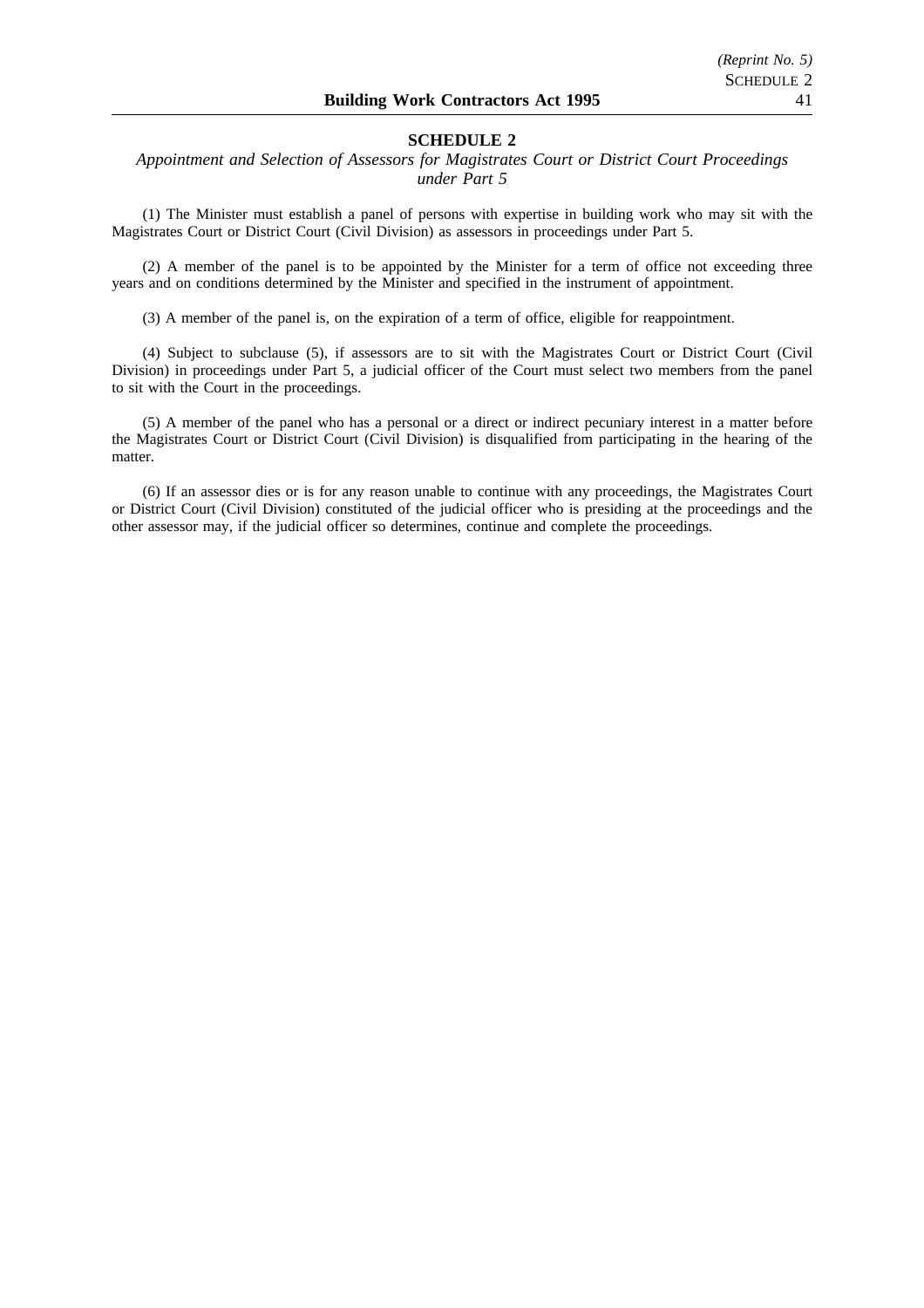## SCHEDULE 2

*Appointment and Selection of Assessors for Magistrates Court or District Court Proceedings under Part 5*

(1) The Minister must establish a panel of persons with expertise in building work who may sit with the Magistrates Court or District Court (Civil Division) as assessors in proceedings under Part 5.

(2) A member of the panel is to be appointed by the Minister for a term of office not exceeding three years and on conditions determined by the Minister and specified in the instrument of appointment.

(3) A member of the panel is, on the expiration of a term of office, eligible for reappointment.

(4) Subject to subclause (5), if assessors are to sit with the Magistrates Court or District Court (Civil Division) in proceedings under Part 5, a judicial officer of the Court must select two members from the panel to sit with the Court in the proceedings.

(5) A member of the panel who has a personal or a direct or indirect pecuniary interest in a matter before the Magistrates Court or District Court (Civil Division) is disqualified from participating in the hearing of the matter.

(6) If an assessor dies or is for any reason unable to continue with any proceedings, the Magistrates Court or District Court (Civil Division) constituted of the judicial officer who is presiding at the proceedings and the other assessor may, if the judicial officer so determines, continue and complete the proceedings.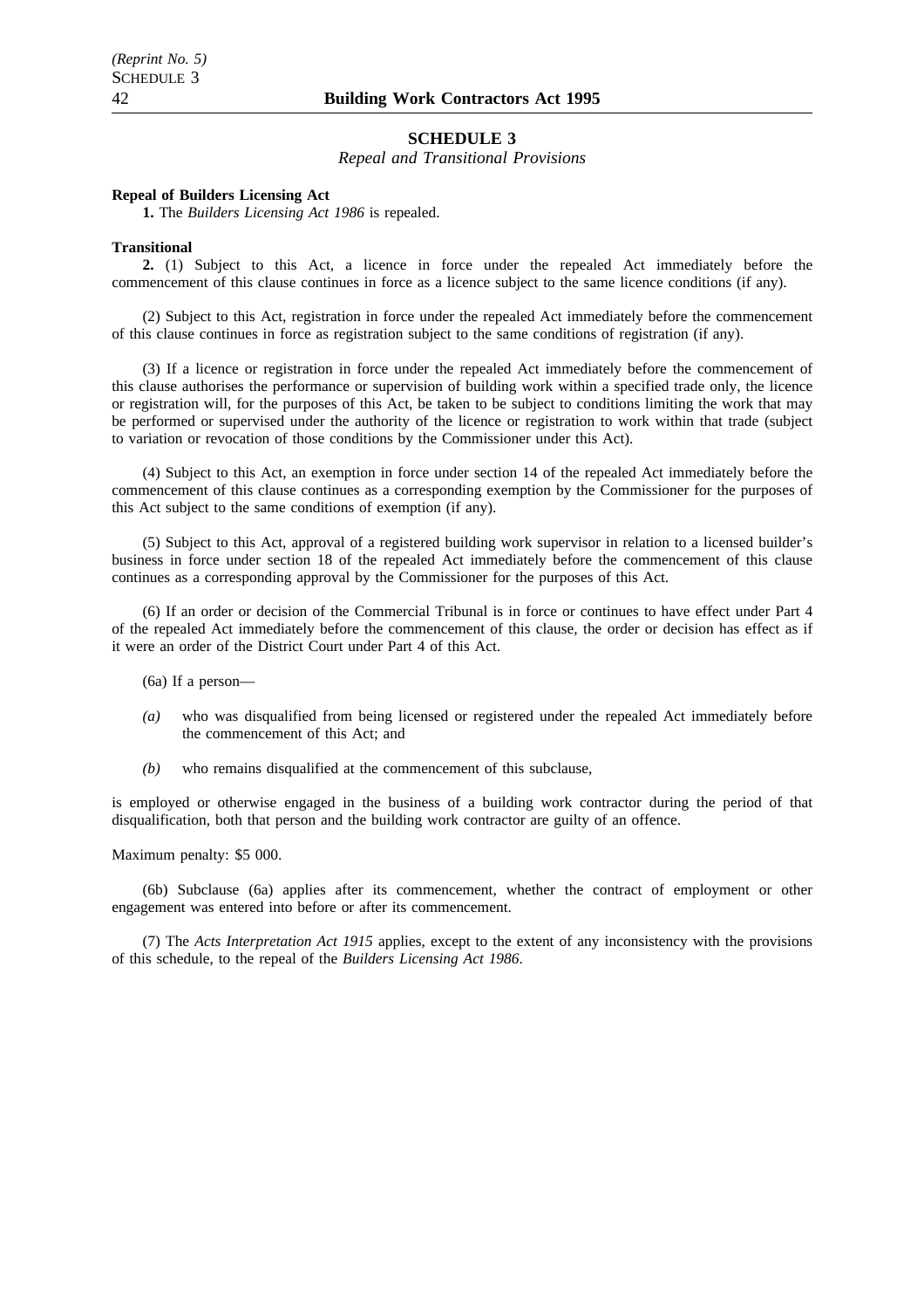## SCHEDULE 3

*Repeal and Transitional Provisions*

**Repeal of Builders Licensing Act**

**1.** The *Builders Licensing Act 1986* is repealed.

**Transitional**

**2.** (1) Subject to this Act, a licence in force under the repealed Act immediately before the commencement of this clause continues in force as a licence subject to the same licence conditions (if any).

(2) Subject to this Act, registration in force under the repealed Act immediately before the commencement of this clause continues in force as registration subject to the same conditions of registration (if any).

(3) If a licence or registration in force under the repealed Act immediately before the commencement of this clause authorises the performance or supervision of building work within a specified trade only, the licence or registration will, for the purposes of this Act, be taken to be subject to conditions limiting the work that may be performed or supervised under the authority of the licence or registration to work within that trade (subject to variation or revocation of those conditions by the Commissioner under this Act).

(4) Subject to this Act, an exemption in force under section 14 of the repealed Act immediately before the commencement of this clause continues as a corresponding exemption by the Commissioner for the purposes of this Act subject to the same conditions of exemption (if any).

(5) Subject to this Act, approval of a registered building work supervisor in relation to a licensed builder's business in force under section 18 of the repealed Act immediately before the commencement of this clause continues as a corresponding approval by the Commissioner for the purposes of this Act.

(6) If an order or decision of the Commercial Tribunal is in force or continues to have effect under Part 4 of the repealed Act immediately before the commencement of this clause, the order or decision has effect as if it were an order of the District Court under Part 4 of this Act.

(6a) If a person—

*(a)* who was disqualified from being licensed or registered under the repealed Act immediately before the commencement of this Act; and

*(b)* who remains disqualified at the commencement of this subclause,

is employed or otherwise engaged in the business of a building work contractor during the period of that disqualification, both that person and the building work contractor are guilty of an offence.

Maximum penalty: $5 000.

(6b) Subclause (6a) applies after its commencement, whether the contract of employment or other engagement was entered into before or after its commencement.

(7) The *Acts Interpretation Act 1915* applies, except to the extent of any inconsistency with the provisions of this schedule, to the repeal of the *Builders Licensing Act 1986*.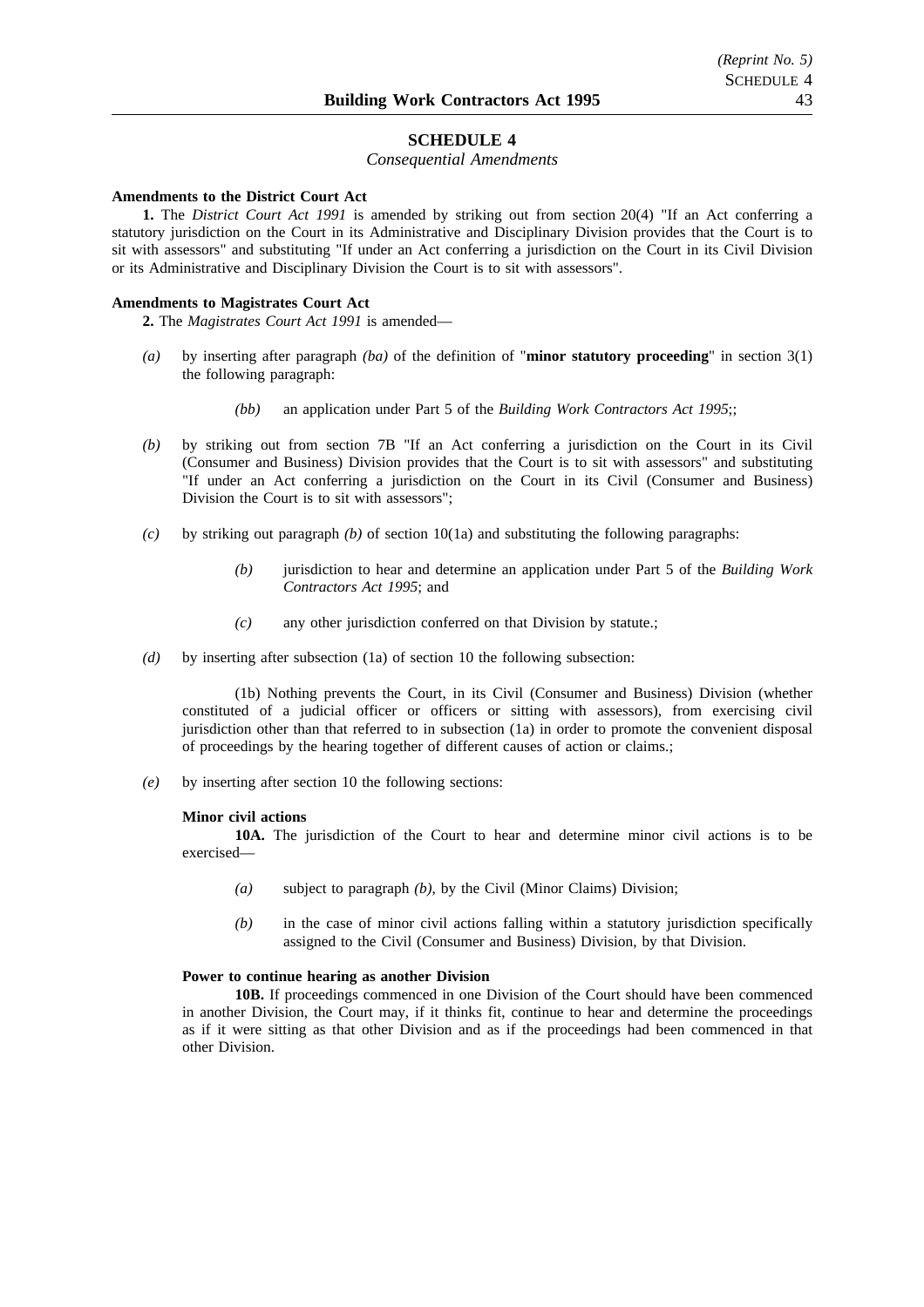# SCHEDULE 4

*Consequential Amendments*

**Amendments to the District Court Act**

**1.** The *District Court Act 1991* is amended by striking out from section 20(4) "If an Act conferring a statutory jurisdiction on the Court in its Administrative and Disciplinary Division provides that the Court is to sit with assessors" and substituting "If under an Act conferring a jurisdiction on the Court in its Civil Division or its Administrative and Disciplinary Division the Court is to sit with assessors".

**Amendments to Magistrates Court Act**

**2.** The *Magistrates Court Act 1991* is amended—

*(a)* by inserting after paragraph *(ba)* of the definition of "**minor statutory proceeding**" in section 3(1) the following paragraph:

> *(bb)* an application under Part 5 of the *Building Work Contractors Act 1995*;;

*(b)* by striking out from section 7B "If an Act conferring a jurisdiction on the Court in its Civil (Consumer and Business) Division provides that the Court is to sit with assessors" and substituting "If under an Act conferring a jurisdiction on the Court in its Civil (Consumer and Business) Division the Court is to sit with assessors";

*(c)* by striking out paragraph *(b)* of section 10(1a) and substituting the following paragraphs:

> *(b)* jurisdiction to hear and determine an application under Part 5 of the *Building Work Contractors Act 1995*; and
>
> *(c)* any other jurisdiction conferred on that Division by statute.;

*(d)* by inserting after subsection (1a) of section 10 the following subsection:

> (1b) Nothing prevents the Court, in its Civil (Consumer and Business) Division (whether constituted of a judicial officer or officers or sitting with assessors), from exercising civil jurisdiction other than that referred to in subsection (1a) in order to promote the convenient disposal of proceedings by the hearing together of different causes of action or claims.;

*(e)* by inserting after section 10 the following sections:

> **Minor civil actions**
>
> **10A.** The jurisdiction of the Court to hear and determine minor civil actions is to be exercised—
>
> *(a)* subject to paragraph *(b)*, by the Civil (Minor Claims) Division;
>
> *(b)* in the case of minor civil actions falling within a statutory jurisdiction specifically assigned to the Civil (Consumer and Business) Division, by that Division.
>
> **Power to continue hearing as another Division**
>
> **10B.** If proceedings commenced in one Division of the Court should have been commenced in another Division, the Court may, if it thinks fit, continue to hear and determine the proceedings as if it were sitting as that other Division and as if the proceedings had been commenced in that other Division.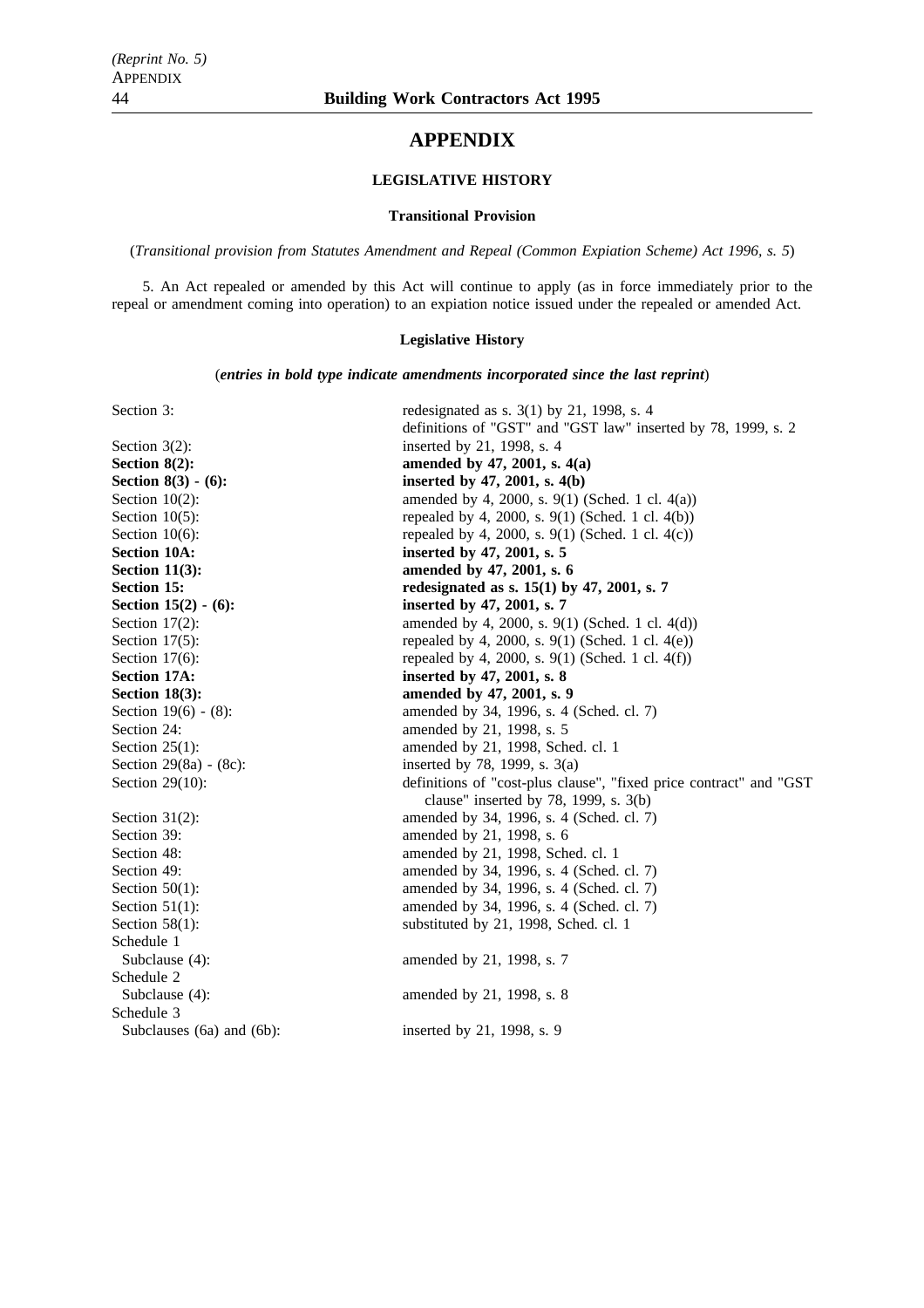# APPENDIX

## LEGISLATIVE HISTORY

### Transitional Provision

(*Transitional provision from Statutes Amendment and Repeal (Common Expiation Scheme) Act 1996, s. 5*)

5. An Act repealed or amended by this Act will continue to apply (as in force immediately prior to the repeal or amendment coming into operation) to an expiation notice issued under the repealed or amended Act.

### Legislative History

(***entries in bold type indicate amendments incorporated since the last reprint***)

| | |
|---|---|
| Section 3: | redesignated as s. 3(1) by 21, 1998, s. 4<br>definitions of "GST" and "GST law" inserted by 78, 1999, s. 2 |
| Section 3(2): | inserted by 21, 1998, s. 4 |
| **Section 8(2):** | **amended by 47, 2001, s. 4(a)** |
| **Section 8(3) - (6):** | **inserted by 47, 2001, s. 4(b)** |
| Section 10(2): | amended by 4, 2000, s. 9(1) (Sched. 1 cl. 4(a)) |
| Section 10(5): | repealed by 4, 2000, s. 9(1) (Sched. 1 cl. 4(b)) |
| Section 10(6): | repealed by 4, 2000, s. 9(1) (Sched. 1 cl. 4(c)) |
| **Section 10A:** | **inserted by 47, 2001, s. 5** |
| **Section 11(3):** | **amended by 47, 2001, s. 6** |
| **Section 15:** | **redesignated as s. 15(1) by 47, 2001, s. 7** |
| **Section 15(2) - (6):** | **inserted by 47, 2001, s. 7** |
| Section 17(2): | amended by 4, 2000, s. 9(1) (Sched. 1 cl. 4(d)) |
| Section 17(5): | repealed by 4, 2000, s. 9(1) (Sched. 1 cl. 4(e)) |
| Section 17(6): | repealed by 4, 2000, s. 9(1) (Sched. 1 cl. 4(f)) |
| **Section 17A:** | **inserted by 47, 2001, s. 8** |
| **Section 18(3):** | **amended by 47, 2001, s. 9** |
| Section 19(6) - (8): | amended by 34, 1996, s. 4 (Sched. cl. 7) |
| Section 24: | amended by 21, 1998, s. 5 |
| Section 25(1): | amended by 21, 1998, Sched. cl. 1 |
| Section 29(8a) - (8c): | inserted by 78, 1999, s. 3(a) |
| Section 29(10): | definitions of "cost-plus clause", "fixed price contract" and "GST clause" inserted by 78, 1999, s. 3(b) |
| Section 31(2): | amended by 34, 1996, s. 4 (Sched. cl. 7) |
| Section 39: | amended by 21, 1998, s. 6 |
| Section 48: | amended by 21, 1998, Sched. cl. 1 |
| Section 49: | amended by 34, 1996, s. 4 (Sched. cl. 7) |
| Section 50(1): | amended by 34, 1996, s. 4 (Sched. cl. 7) |
| Section 51(1): | amended by 34, 1996, s. 4 (Sched. cl. 7) |
| Section 58(1): | substituted by 21, 1998, Sched. cl. 1 |
| Schedule 1 | |
| Subclause (4): | amended by 21, 1998, s. 7 |
| Schedule 2 | |
| Subclause (4): | amended by 21, 1998, s. 8 |
| Schedule 3 | |
| Subclauses (6a) and (6b): | inserted by 21, 1998, s. 9 |